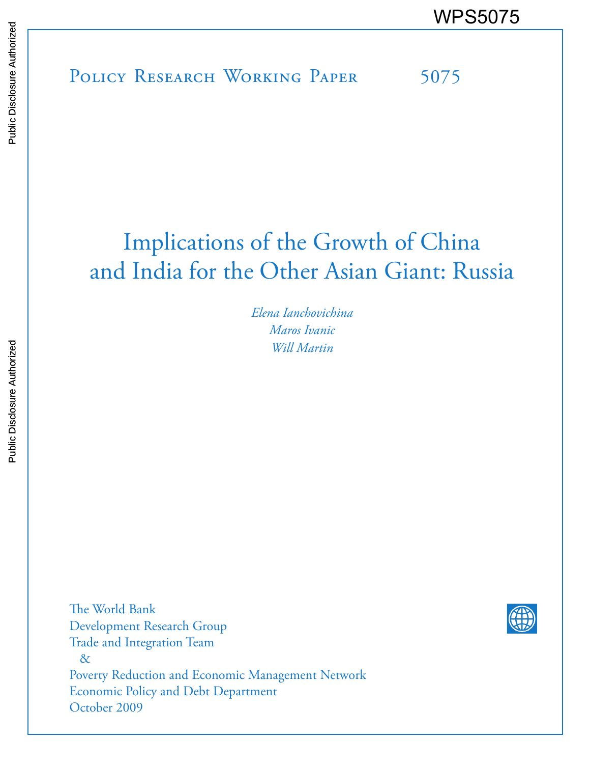WPS5075

Policy Research Working Paper 5075

# Implications of the Growth of China and India for the Other Asian Giant: Russia

*Elena Ianchovichina*
*Maros Ivanic*
*Will Martin*

The World Bank
Development Research Group
Trade and Integration Team
&
Poverty Reduction and Economic Management Network
Economic Policy and Debt Department
October 2009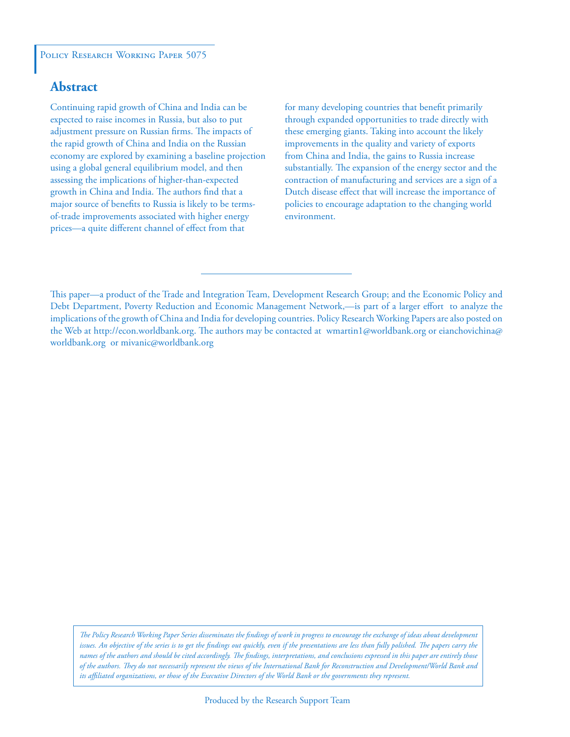Policy Research Working Paper 5075

## Abstract

Continuing rapid growth of China and India can be expected to raise incomes in Russia, but also to put adjustment pressure on Russian firms. The impacts of the rapid growth of China and India on the Russian economy are explored by examining a baseline projection using a global general equilibrium model, and then assessing the implications of higher-than-expected growth in China and India. The authors find that a major source of benefits to Russia is likely to be terms-of-trade improvements associated with higher energy prices—a quite different channel of effect from that for many developing countries that benefit primarily through expanded opportunities to trade directly with these emerging giants. Taking into account the likely improvements in the quality and variety of exports from China and India, the gains to Russia increase substantially. The expansion of the energy sector and the contraction of manufacturing and services are a sign of a Dutch disease effect that will increase the importance of policies to encourage adaptation to the changing world environment.

This paper—a product of the Trade and Integration Team, Development Research Group; and the Economic Policy and Debt Department, Poverty Reduction and Economic Management Network,—is part of a larger effort to analyze the implications of the growth of China and India for developing countries. Policy Research Working Papers are also posted on the Web at http://econ.worldbank.org. The authors may be contacted at wmartin1@worldbank.org or eianchovichina@worldbank.org or mivanic@worldbank.org

*The Policy Research Working Paper Series disseminates the findings of work in progress to encourage the exchange of ideas about development issues. An objective of the series is to get the findings out quickly, even if the presentations are less than fully polished. The papers carry the names of the authors and should be cited accordingly. The findings, interpretations, and conclusions expressed in this paper are entirely those of the authors. They do not necessarily represent the views of the International Bank for Reconstruction and Development/World Bank and its affiliated organizations, or those of the Executive Directors of the World Bank or the governments they represent.*

Produced by the Research Support Team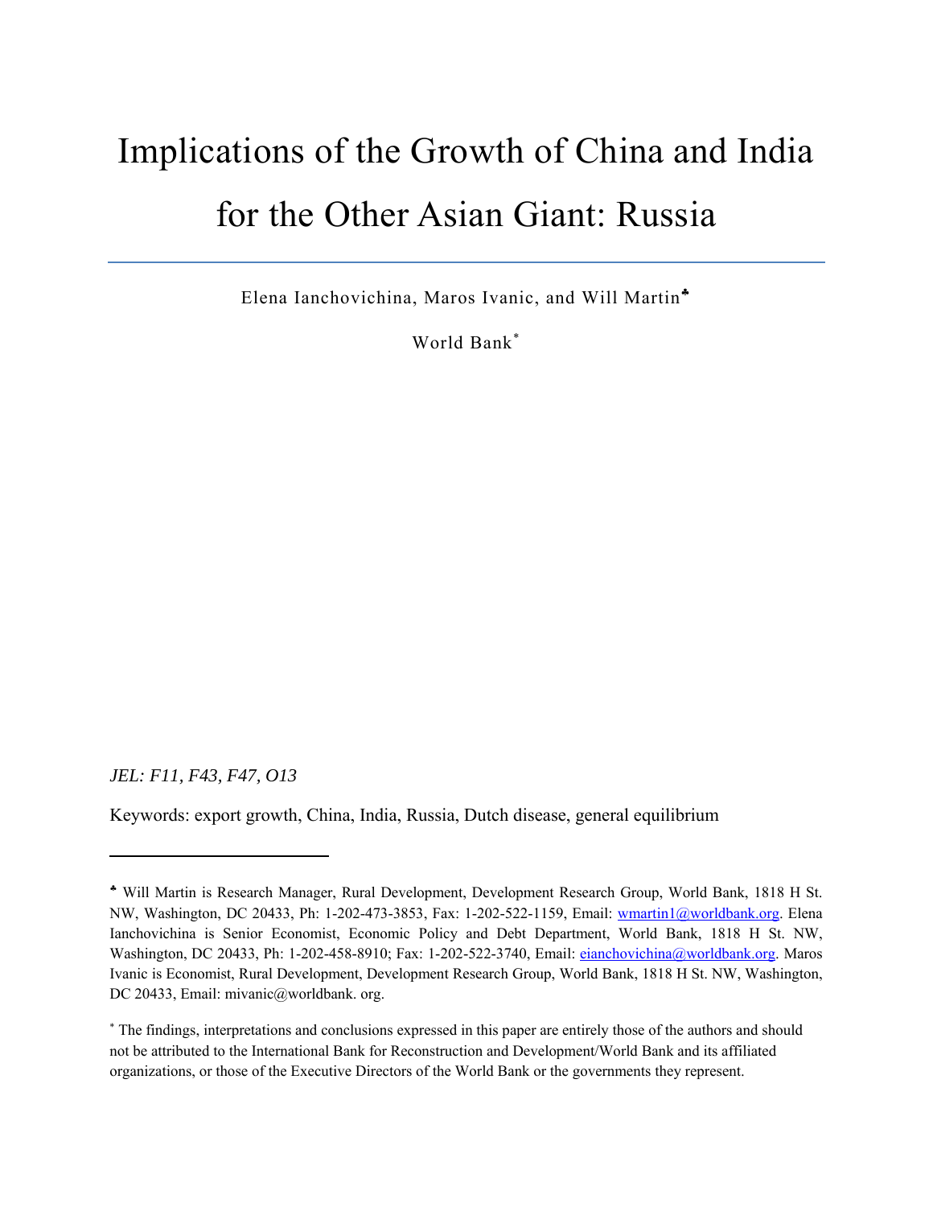# Implications of the Growth of China and India for the Other Asian Giant: Russia

Elena Ianchovichina, Maros Ivanic, and Will Martin[♣]

World Bank[*]

*JEL: F11, F43, F47, O13*

Keywords: export growth, China, India, Russia, Dutch disease, general equilibrium

---

[♣] Will Martin is Research Manager, Rural Development, Development Research Group, World Bank, 1818 H St. NW, Washington, DC 20433, Ph: 1-202-473-3853, Fax: 1-202-522-1159, Email: wmartin1@worldbank.org. Elena Ianchovichina is Senior Economist, Economic Policy and Debt Department, World Bank, 1818 H St. NW, Washington, DC 20433, Ph: 1-202-458-8910; Fax: 1-202-522-3740, Email: eianchovichina@worldbank.org. Maros Ivanic is Economist, Rural Development, Development Research Group, World Bank, 1818 H St. NW, Washington, DC 20433, Email: mivanic@worldbank. org.

[*] The findings, interpretations and conclusions expressed in this paper are entirely those of the authors and should not be attributed to the International Bank for Reconstruction and Development/World Bank and its affiliated organizations, or those of the Executive Directors of the World Bank or the governments they represent.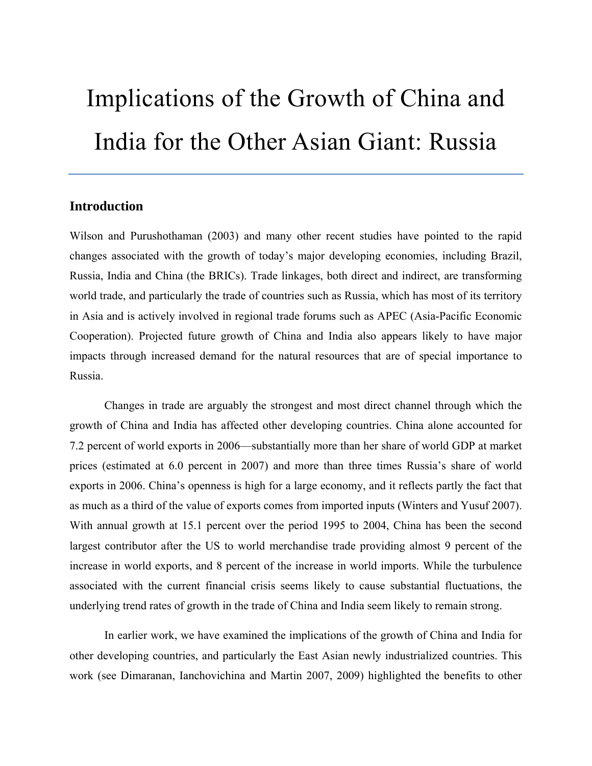# Implications of the Growth of China and India for the Other Asian Giant: Russia

## Introduction

Wilson and Purushothaman (2003) and many other recent studies have pointed to the rapid changes associated with the growth of today's major developing economies, including Brazil, Russia, India and China (the BRICs). Trade linkages, both direct and indirect, are transforming world trade, and particularly the trade of countries such as Russia, which has most of its territory in Asia and is actively involved in regional trade forums such as APEC (Asia-Pacific Economic Cooperation). Projected future growth of China and India also appears likely to have major impacts through increased demand for the natural resources that are of special importance to Russia.

Changes in trade are arguably the strongest and most direct channel through which the growth of China and India has affected other developing countries. China alone accounted for 7.2 percent of world exports in 2006—substantially more than her share of world GDP at market prices (estimated at 6.0 percent in 2007) and more than three times Russia's share of world exports in 2006. China's openness is high for a large economy, and it reflects partly the fact that as much as a third of the value of exports comes from imported inputs (Winters and Yusuf 2007). With annual growth at 15.1 percent over the period 1995 to 2004, China has been the second largest contributor after the US to world merchandise trade providing almost 9 percent of the increase in world exports, and 8 percent of the increase in world imports. While the turbulence associated with the current financial crisis seems likely to cause substantial fluctuations, the underlying trend rates of growth in the trade of China and India seem likely to remain strong.

In earlier work, we have examined the implications of the growth of China and India for other developing countries, and particularly the East Asian newly industrialized countries. This work (see Dimaranan, Ianchovichina and Martin 2007, 2009) highlighted the benefits to other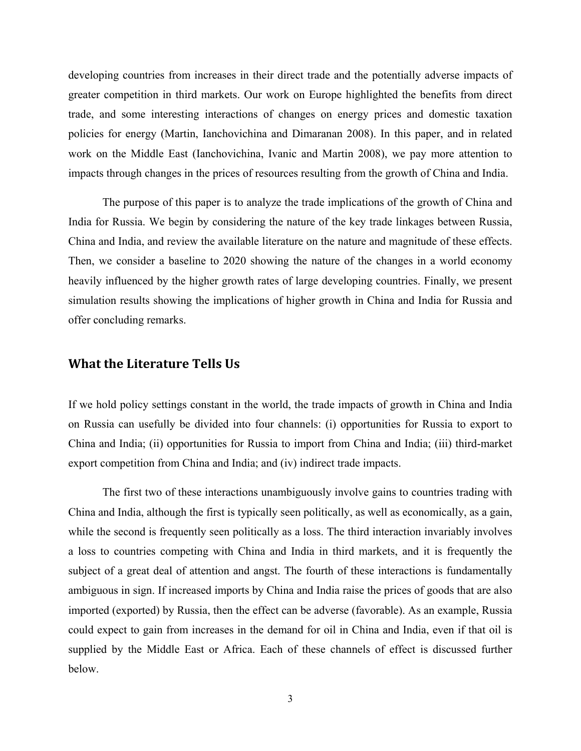developing countries from increases in their direct trade and the potentially adverse impacts of greater competition in third markets. Our work on Europe highlighted the benefits from direct trade, and some interesting interactions of changes on energy prices and domestic taxation policies for energy (Martin, Ianchovichina and Dimaranan 2008). In this paper, and in related work on the Middle East (Ianchovichina, Ivanic and Martin 2008), we pay more attention to impacts through changes in the prices of resources resulting from the growth of China and India.

The purpose of this paper is to analyze the trade implications of the growth of China and India for Russia. We begin by considering the nature of the key trade linkages between Russia, China and India, and review the available literature on the nature and magnitude of these effects. Then, we consider a baseline to 2020 showing the nature of the changes in a world economy heavily influenced by the higher growth rates of large developing countries. Finally, we present simulation results showing the implications of higher growth in China and India for Russia and offer concluding remarks.

## What the Literature Tells Us

If we hold policy settings constant in the world, the trade impacts of growth in China and India on Russia can usefully be divided into four channels: (i) opportunities for Russia to export to China and India; (ii) opportunities for Russia to import from China and India; (iii) third-market export competition from China and India; and (iv) indirect trade impacts.

The first two of these interactions unambiguously involve gains to countries trading with China and India, although the first is typically seen politically, as well as economically, as a gain, while the second is frequently seen politically as a loss. The third interaction invariably involves a loss to countries competing with China and India in third markets, and it is frequently the subject of a great deal of attention and angst. The fourth of these interactions is fundamentally ambiguous in sign. If increased imports by China and India raise the prices of goods that are also imported (exported) by Russia, then the effect can be adverse (favorable). As an example, Russia could expect to gain from increases in the demand for oil in China and India, even if that oil is supplied by the Middle East or Africa. Each of these channels of effect is discussed further below.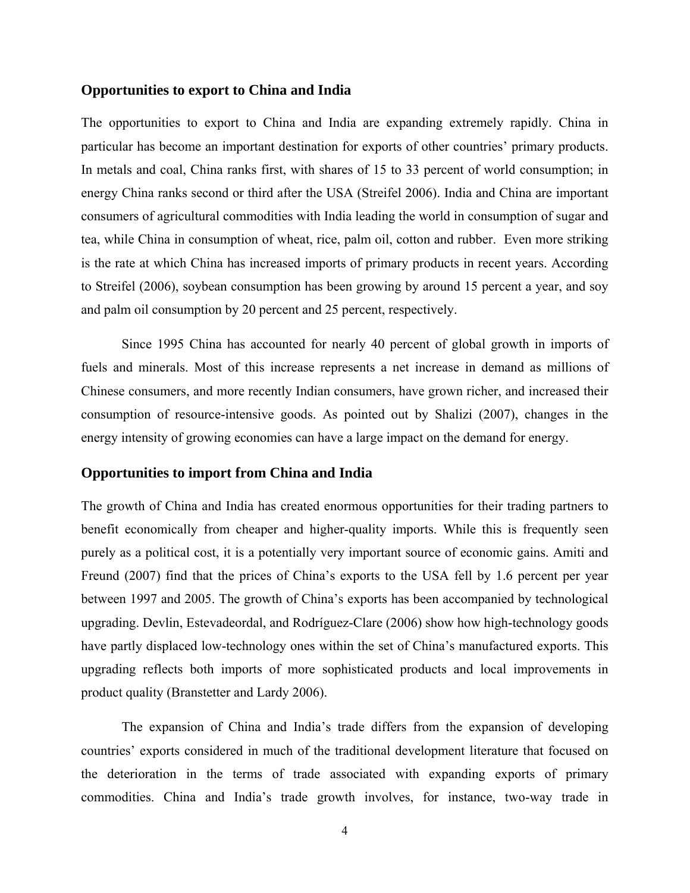## Opportunities to export to China and India

The opportunities to export to China and India are expanding extremely rapidly. China in particular has become an important destination for exports of other countries' primary products. In metals and coal, China ranks first, with shares of 15 to 33 percent of world consumption; in energy China ranks second or third after the USA (Streifel 2006). India and China are important consumers of agricultural commodities with India leading the world in consumption of sugar and tea, while China in consumption of wheat, rice, palm oil, cotton and rubber. Even more striking is the rate at which China has increased imports of primary products in recent years. According to Streifel (2006), soybean consumption has been growing by around 15 percent a year, and soy and palm oil consumption by 20 percent and 25 percent, respectively.

Since 1995 China has accounted for nearly 40 percent of global growth in imports of fuels and minerals. Most of this increase represents a net increase in demand as millions of Chinese consumers, and more recently Indian consumers, have grown richer, and increased their consumption of resource-intensive goods. As pointed out by Shalizi (2007), changes in the energy intensity of growing economies can have a large impact on the demand for energy.

## Opportunities to import from China and India

The growth of China and India has created enormous opportunities for their trading partners to benefit economically from cheaper and higher-quality imports. While this is frequently seen purely as a political cost, it is a potentially very important source of economic gains. Amiti and Freund (2007) find that the prices of China's exports to the USA fell by 1.6 percent per year between 1997 and 2005. The growth of China's exports has been accompanied by technological upgrading. Devlin, Estevadeordal, and Rodríguez-Clare (2006) show how high-technology goods have partly displaced low-technology ones within the set of China's manufactured exports. This upgrading reflects both imports of more sophisticated products and local improvements in product quality (Branstetter and Lardy 2006).

The expansion of China and India's trade differs from the expansion of developing countries' exports considered in much of the traditional development literature that focused on the deterioration in the terms of trade associated with expanding exports of primary commodities. China and India's trade growth involves, for instance, two-way trade in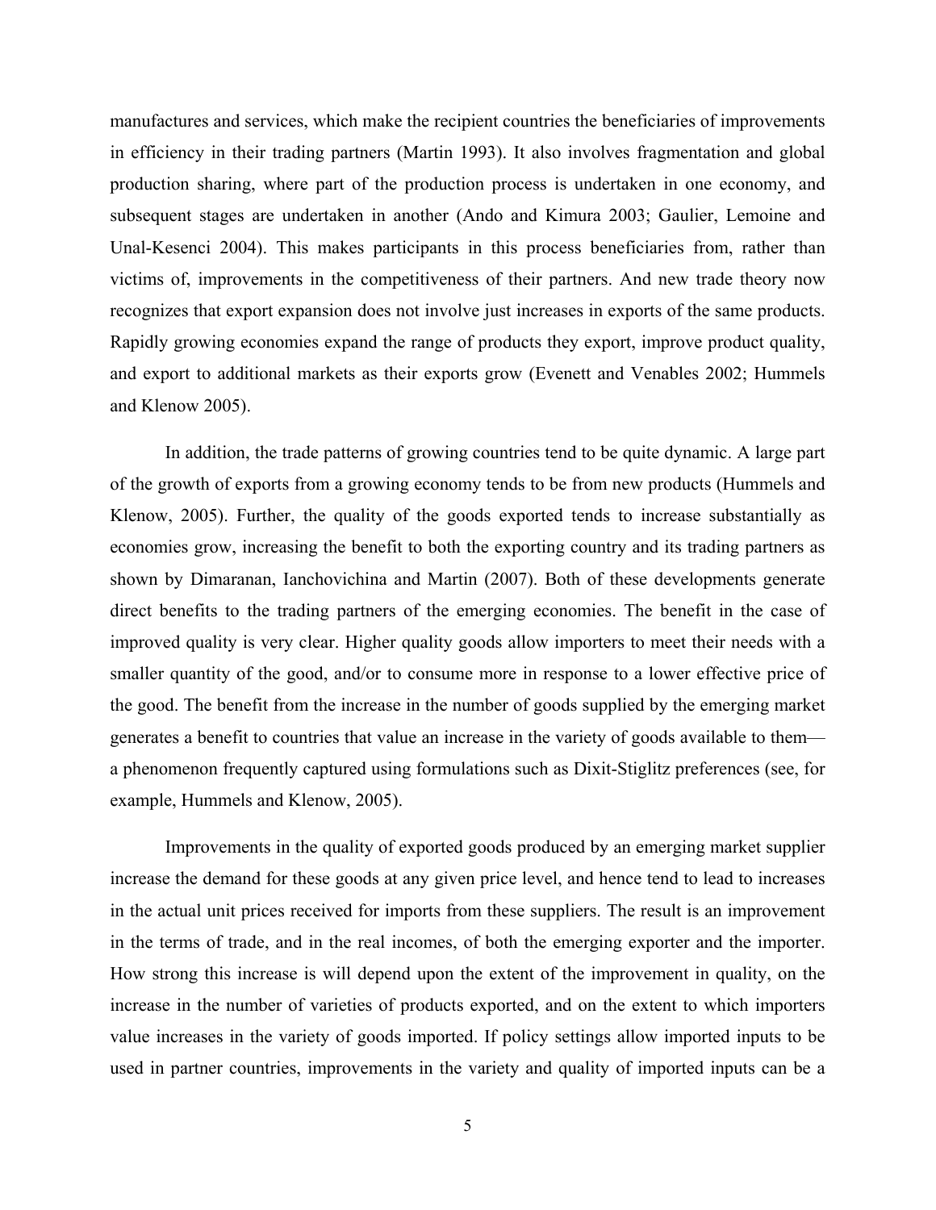manufactures and services, which make the recipient countries the beneficiaries of improvements in efficiency in their trading partners (Martin 1993). It also involves fragmentation and global production sharing, where part of the production process is undertaken in one economy, and subsequent stages are undertaken in another (Ando and Kimura 2003; Gaulier, Lemoine and Unal-Kesenci 2004). This makes participants in this process beneficiaries from, rather than victims of, improvements in the competitiveness of their partners. And new trade theory now recognizes that export expansion does not involve just increases in exports of the same products. Rapidly growing economies expand the range of products they export, improve product quality, and export to additional markets as their exports grow (Evenett and Venables 2002; Hummels and Klenow 2005).

In addition, the trade patterns of growing countries tend to be quite dynamic. A large part of the growth of exports from a growing economy tends to be from new products (Hummels and Klenow, 2005). Further, the quality of the goods exported tends to increase substantially as economies grow, increasing the benefit to both the exporting country and its trading partners as shown by Dimaranan, Ianchovichina and Martin (2007). Both of these developments generate direct benefits to the trading partners of the emerging economies. The benefit in the case of improved quality is very clear. Higher quality goods allow importers to meet their needs with a smaller quantity of the good, and/or to consume more in response to a lower effective price of the good. The benefit from the increase in the number of goods supplied by the emerging market generates a benefit to countries that value an increase in the variety of goods available to them—a phenomenon frequently captured using formulations such as Dixit-Stiglitz preferences (see, for example, Hummels and Klenow, 2005).

Improvements in the quality of exported goods produced by an emerging market supplier increase the demand for these goods at any given price level, and hence tend to lead to increases in the actual unit prices received for imports from these suppliers. The result is an improvement in the terms of trade, and in the real incomes, of both the emerging exporter and the importer. How strong this increase is will depend upon the extent of the improvement in quality, on the increase in the number of varieties of products exported, and on the extent to which importers value increases in the variety of goods imported. If policy settings allow imported inputs to be used in partner countries, improvements in the variety and quality of imported inputs can be a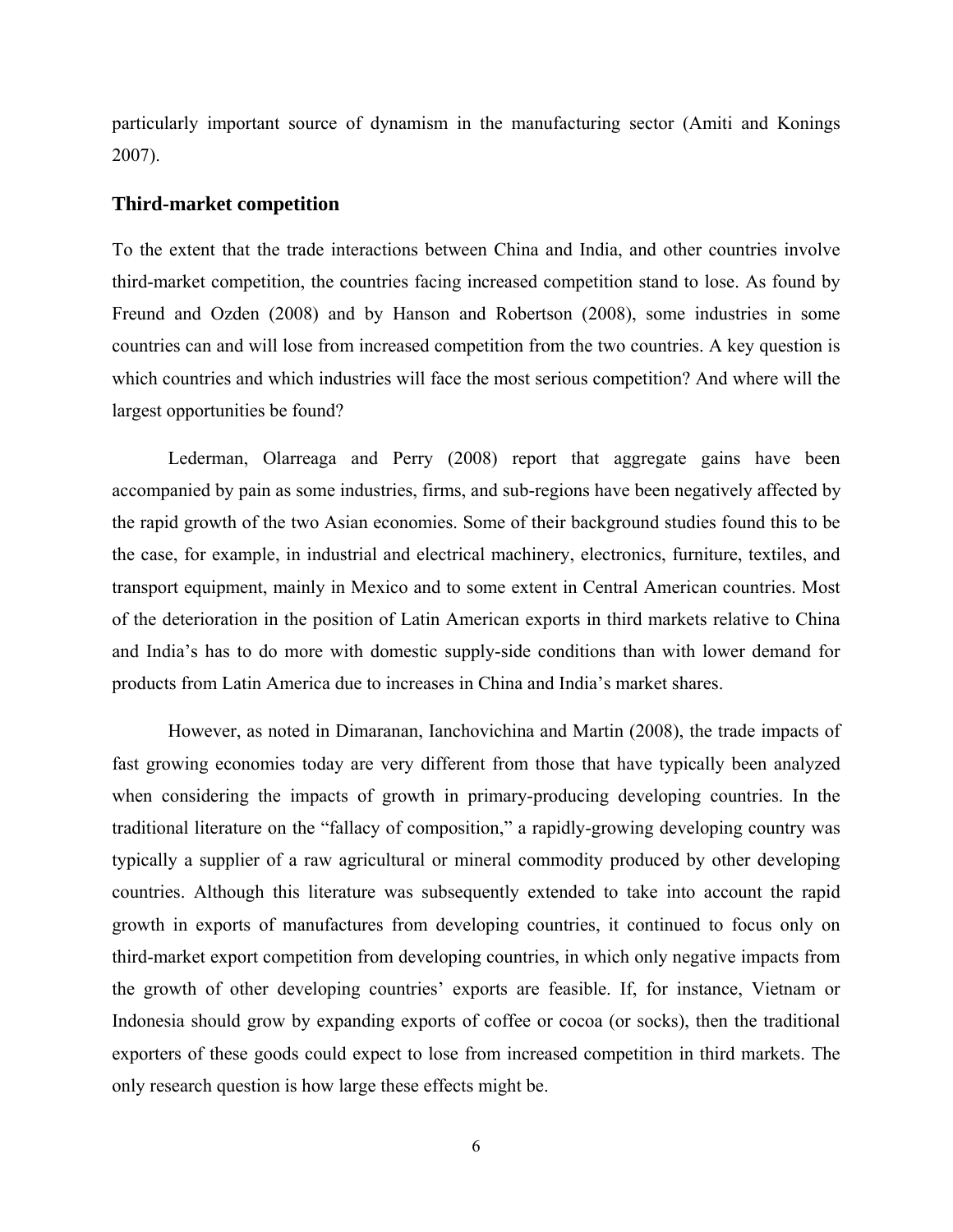particularly important source of dynamism in the manufacturing sector (Amiti and Konings 2007).

### Third-market competition

To the extent that the trade interactions between China and India, and other countries involve third-market competition, the countries facing increased competition stand to lose. As found by Freund and Ozden (2008) and by Hanson and Robertson (2008), some industries in some countries can and will lose from increased competition from the two countries. A key question is which countries and which industries will face the most serious competition? And where will the largest opportunities be found?

Lederman, Olarreaga and Perry (2008) report that aggregate gains have been accompanied by pain as some industries, firms, and sub-regions have been negatively affected by the rapid growth of the two Asian economies. Some of their background studies found this to be the case, for example, in industrial and electrical machinery, electronics, furniture, textiles, and transport equipment, mainly in Mexico and to some extent in Central American countries. Most of the deterioration in the position of Latin American exports in third markets relative to China and India's has to do more with domestic supply-side conditions than with lower demand for products from Latin America due to increases in China and India's market shares.

However, as noted in Dimaranan, Ianchovichina and Martin (2008), the trade impacts of fast growing economies today are very different from those that have typically been analyzed when considering the impacts of growth in primary-producing developing countries. In the traditional literature on the "fallacy of composition," a rapidly-growing developing country was typically a supplier of a raw agricultural or mineral commodity produced by other developing countries. Although this literature was subsequently extended to take into account the rapid growth in exports of manufactures from developing countries, it continued to focus only on third-market export competition from developing countries, in which only negative impacts from the growth of other developing countries' exports are feasible. If, for instance, Vietnam or Indonesia should grow by expanding exports of coffee or cocoa (or socks), then the traditional exporters of these goods could expect to lose from increased competition in third markets. The only research question is how large these effects might be.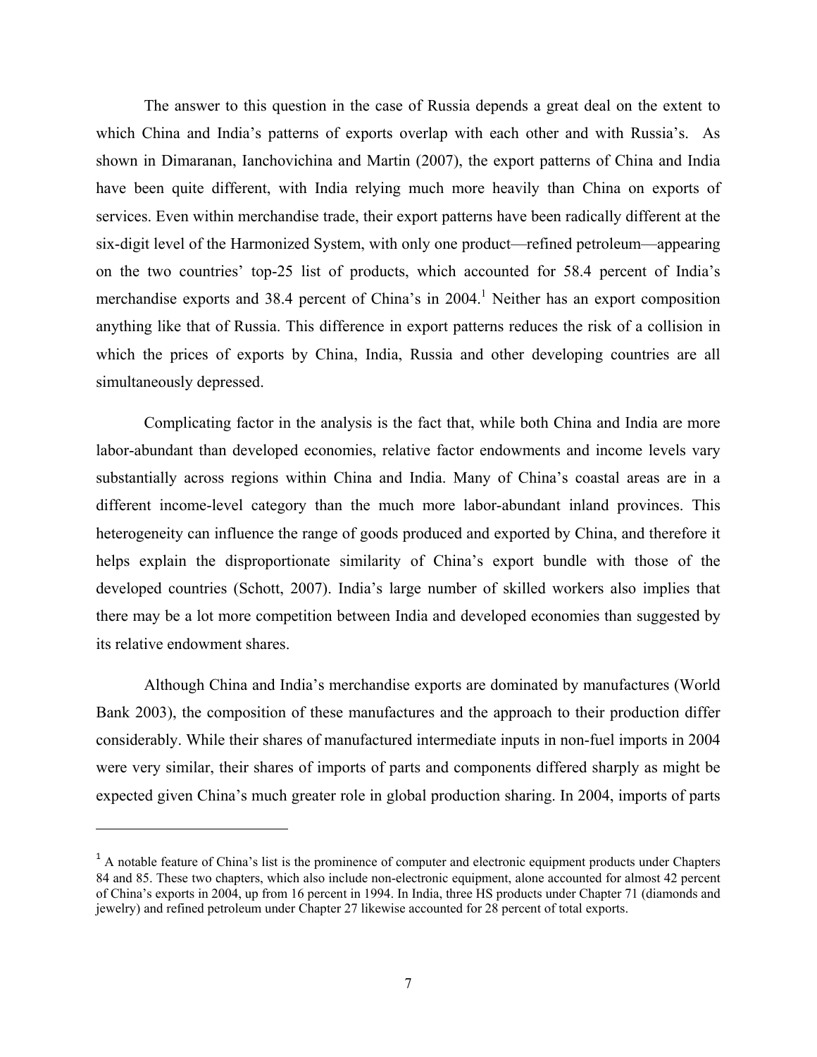The answer to this question in the case of Russia depends a great deal on the extent to which China and India's patterns of exports overlap with each other and with Russia's. As shown in Dimaranan, Ianchovichina and Martin (2007), the export patterns of China and India have been quite different, with India relying much more heavily than China on exports of services. Even within merchandise trade, their export patterns have been radically different at the six-digit level of the Harmonized System, with only one product—refined petroleum—appearing on the two countries' top-25 list of products, which accounted for 58.4 percent of India's merchandise exports and 38.4 percent of China's in 2004.[1] Neither has an export composition anything like that of Russia. This difference in export patterns reduces the risk of a collision in which the prices of exports by China, India, Russia and other developing countries are all simultaneously depressed.

Complicating factor in the analysis is the fact that, while both China and India are more labor-abundant than developed economies, relative factor endowments and income levels vary substantially across regions within China and India. Many of China's coastal areas are in a different income-level category than the much more labor-abundant inland provinces. This heterogeneity can influence the range of goods produced and exported by China, and therefore it helps explain the disproportionate similarity of China's export bundle with those of the developed countries (Schott, 2007). India's large number of skilled workers also implies that there may be a lot more competition between India and developed economies than suggested by its relative endowment shares.

Although China and India's merchandise exports are dominated by manufactures (World Bank 2003), the composition of these manufactures and the approach to their production differ considerably. While their shares of manufactured intermediate inputs in non-fuel imports in 2004 were very similar, their shares of imports of parts and components differed sharply as might be expected given China's much greater role in global production sharing. In 2004, imports of parts

---

[1] A notable feature of China's list is the prominence of computer and electronic equipment products under Chapters 84 and 85. These two chapters, which also include non-electronic equipment, alone accounted for almost 42 percent of China's exports in 2004, up from 16 percent in 1994. In India, three HS products under Chapter 71 (diamonds and jewelry) and refined petroleum under Chapter 27 likewise accounted for 28 percent of total exports.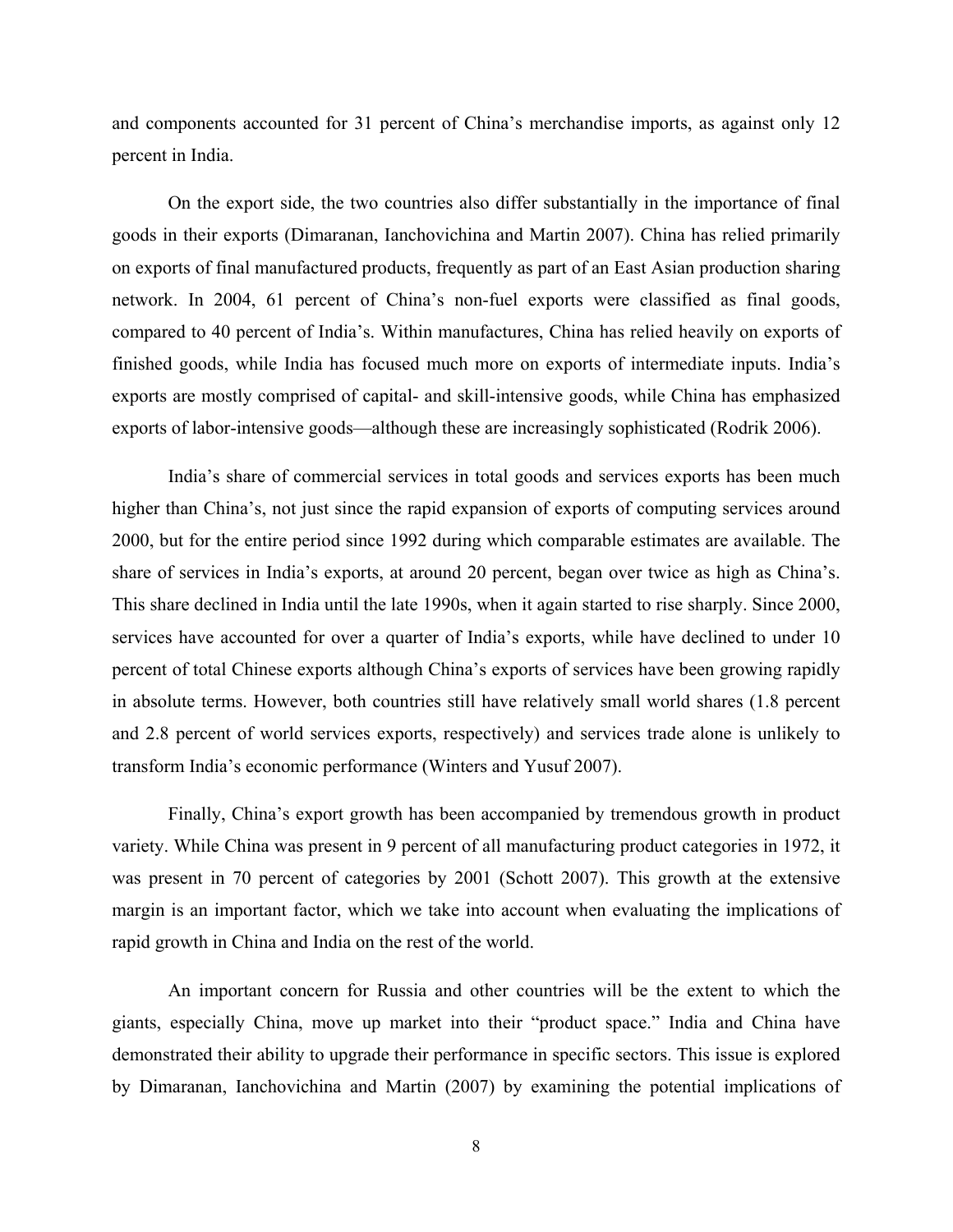and components accounted for 31 percent of China's merchandise imports, as against only 12 percent in India.

On the export side, the two countries also differ substantially in the importance of final goods in their exports (Dimaranan, Ianchovichina and Martin 2007). China has relied primarily on exports of final manufactured products, frequently as part of an East Asian production sharing network. In 2004, 61 percent of China's non-fuel exports were classified as final goods, compared to 40 percent of India's. Within manufactures, China has relied heavily on exports of finished goods, while India has focused much more on exports of intermediate inputs. India's exports are mostly comprised of capital- and skill-intensive goods, while China has emphasized exports of labor-intensive goods—although these are increasingly sophisticated (Rodrik 2006).

India's share of commercial services in total goods and services exports has been much higher than China's, not just since the rapid expansion of exports of computing services around 2000, but for the entire period since 1992 during which comparable estimates are available. The share of services in India's exports, at around 20 percent, began over twice as high as China's. This share declined in India until the late 1990s, when it again started to rise sharply. Since 2000, services have accounted for over a quarter of India's exports, while have declined to under 10 percent of total Chinese exports although China's exports of services have been growing rapidly in absolute terms. However, both countries still have relatively small world shares (1.8 percent and 2.8 percent of world services exports, respectively) and services trade alone is unlikely to transform India's economic performance (Winters and Yusuf 2007).

Finally, China's export growth has been accompanied by tremendous growth in product variety. While China was present in 9 percent of all manufacturing product categories in 1972, it was present in 70 percent of categories by 2001 (Schott 2007). This growth at the extensive margin is an important factor, which we take into account when evaluating the implications of rapid growth in China and India on the rest of the world.

An important concern for Russia and other countries will be the extent to which the giants, especially China, move up market into their "product space." India and China have demonstrated their ability to upgrade their performance in specific sectors. This issue is explored by Dimaranan, Ianchovichina and Martin (2007) by examining the potential implications of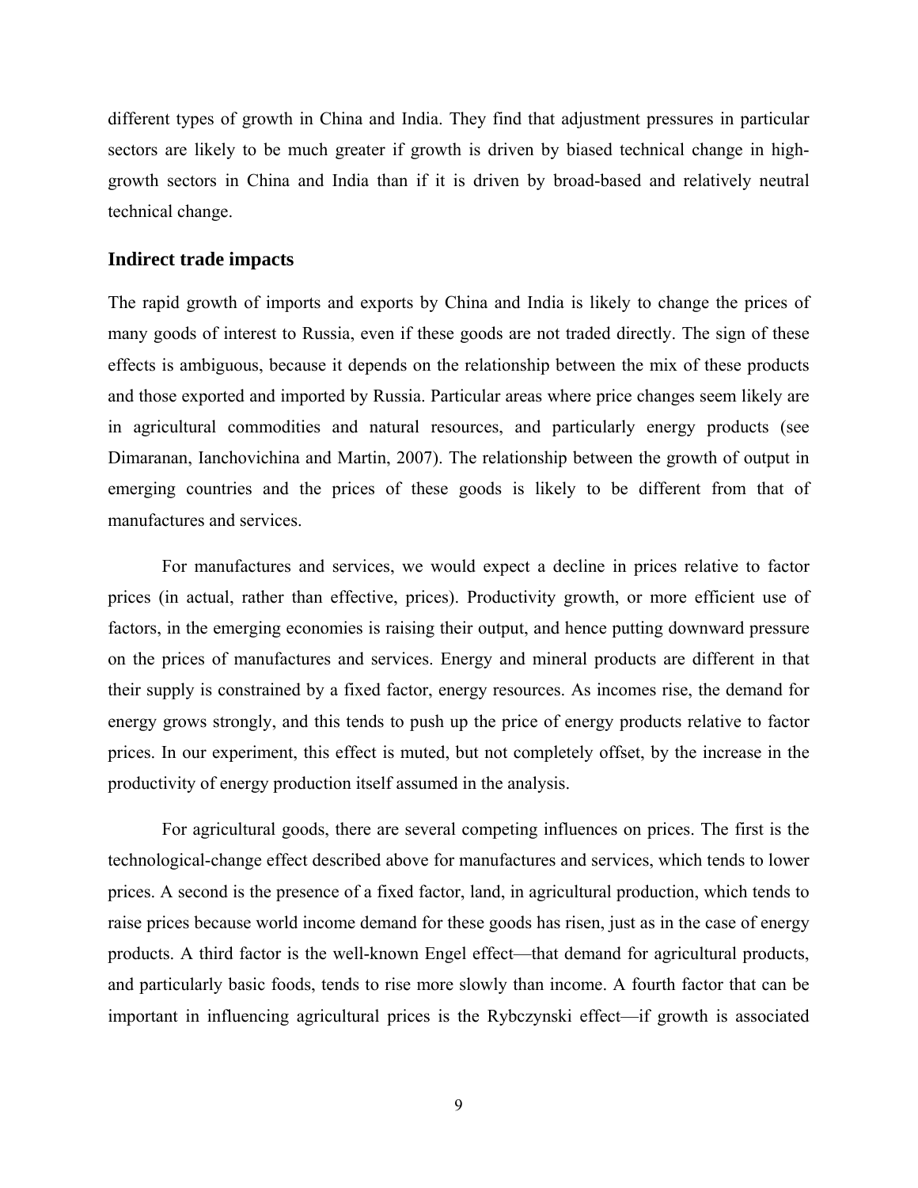different types of growth in China and India. They find that adjustment pressures in particular sectors are likely to be much greater if growth is driven by biased technical change in high-growth sectors in China and India than if it is driven by broad-based and relatively neutral technical change.

### Indirect trade impacts

The rapid growth of imports and exports by China and India is likely to change the prices of many goods of interest to Russia, even if these goods are not traded directly. The sign of these effects is ambiguous, because it depends on the relationship between the mix of these products and those exported and imported by Russia. Particular areas where price changes seem likely are in agricultural commodities and natural resources, and particularly energy products (see Dimaranan, Ianchovichina and Martin, 2007). The relationship between the growth of output in emerging countries and the prices of these goods is likely to be different from that of manufactures and services.

For manufactures and services, we would expect a decline in prices relative to factor prices (in actual, rather than effective, prices). Productivity growth, or more efficient use of factors, in the emerging economies is raising their output, and hence putting downward pressure on the prices of manufactures and services. Energy and mineral products are different in that their supply is constrained by a fixed factor, energy resources. As incomes rise, the demand for energy grows strongly, and this tends to push up the price of energy products relative to factor prices. In our experiment, this effect is muted, but not completely offset, by the increase in the productivity of energy production itself assumed in the analysis.

For agricultural goods, there are several competing influences on prices. The first is the technological-change effect described above for manufactures and services, which tends to lower prices. A second is the presence of a fixed factor, land, in agricultural production, which tends to raise prices because world income demand for these goods has risen, just as in the case of energy products. A third factor is the well-known Engel effect—that demand for agricultural products, and particularly basic foods, tends to rise more slowly than income. A fourth factor that can be important in influencing agricultural prices is the Rybczynski effect—if growth is associated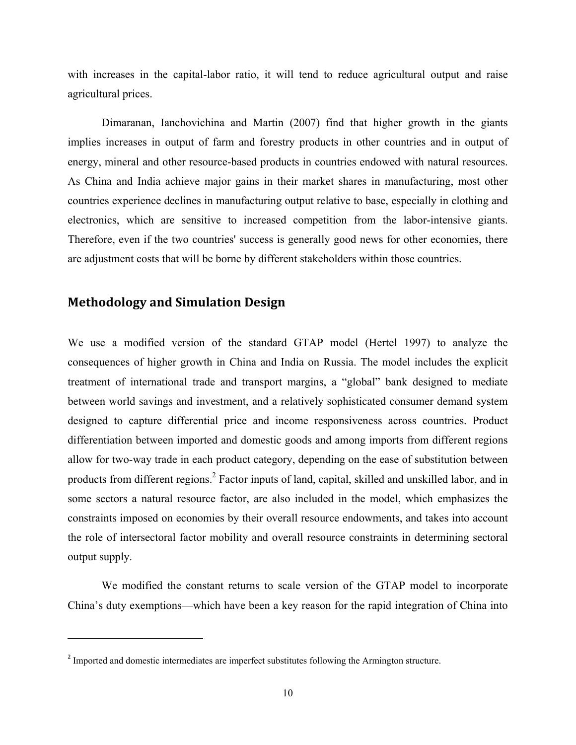with increases in the capital-labor ratio, it will tend to reduce agricultural output and raise agricultural prices.

Dimaranan, Ianchovichina and Martin (2007) find that higher growth in the giants implies increases in output of farm and forestry products in other countries and in output of energy, mineral and other resource-based products in countries endowed with natural resources. As China and India achieve major gains in their market shares in manufacturing, most other countries experience declines in manufacturing output relative to base, especially in clothing and electronics, which are sensitive to increased competition from the labor-intensive giants. Therefore, even if the two countries' success is generally good news for other economies, there are adjustment costs that will be borne by different stakeholders within those countries.

## Methodology and Simulation Design

We use a modified version of the standard GTAP model (Hertel 1997) to analyze the consequences of higher growth in China and India on Russia. The model includes the explicit treatment of international trade and transport margins, a "global" bank designed to mediate between world savings and investment, and a relatively sophisticated consumer demand system designed to capture differential price and income responsiveness across countries. Product differentiation between imported and domestic goods and among imports from different regions allow for two-way trade in each product category, depending on the ease of substitution between products from different regions.[2] Factor inputs of land, capital, skilled and unskilled labor, and in some sectors a natural resource factor, are also included in the model, which emphasizes the constraints imposed on economies by their overall resource endowments, and takes into account the role of intersectoral factor mobility and overall resource constraints in determining sectoral output supply.

We modified the constant returns to scale version of the GTAP model to incorporate China's duty exemptions—which have been a key reason for the rapid integration of China into

[2] Imported and domestic intermediates are imperfect substitutes following the Armington structure.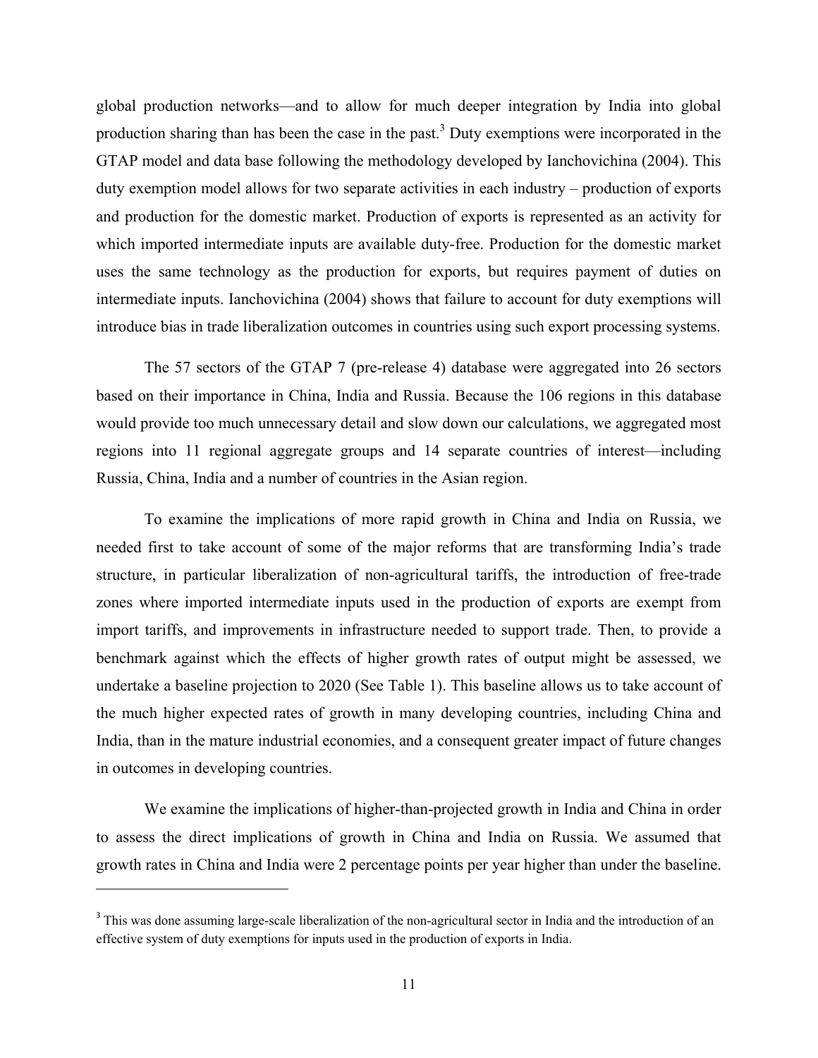global production networks—and to allow for much deeper integration by India into global production sharing than has been the case in the past.[3] Duty exemptions were incorporated in the GTAP model and data base following the methodology developed by Ianchovichina (2004). This duty exemption model allows for two separate activities in each industry – production of exports and production for the domestic market. Production of exports is represented as an activity for which imported intermediate inputs are available duty-free. Production for the domestic market uses the same technology as the production for exports, but requires payment of duties on intermediate inputs. Ianchovichina (2004) shows that failure to account for duty exemptions will introduce bias in trade liberalization outcomes in countries using such export processing systems.

The 57 sectors of the GTAP 7 (pre-release 4) database were aggregated into 26 sectors based on their importance in China, India and Russia. Because the 106 regions in this database would provide too much unnecessary detail and slow down our calculations, we aggregated most regions into 11 regional aggregate groups and 14 separate countries of interest—including Russia, China, India and a number of countries in the Asian region.

To examine the implications of more rapid growth in China and India on Russia, we needed first to take account of some of the major reforms that are transforming India's trade structure, in particular liberalization of non-agricultural tariffs, the introduction of free-trade zones where imported intermediate inputs used in the production of exports are exempt from import tariffs, and improvements in infrastructure needed to support trade. Then, to provide a benchmark against which the effects of higher growth rates of output might be assessed, we undertake a baseline projection to 2020 (See Table 1). This baseline allows us to take account of the much higher expected rates of growth in many developing countries, including China and India, than in the mature industrial economies, and a consequent greater impact of future changes in outcomes in developing countries.

We examine the implications of higher-than-projected growth in India and China in order to assess the direct implications of growth in China and India on Russia. We assumed that growth rates in China and India were 2 percentage points per year higher than under the baseline.

---

[3] This was done assuming large-scale liberalization of the non-agricultural sector in India and the introduction of an effective system of duty exemptions for inputs used in the production of exports in India.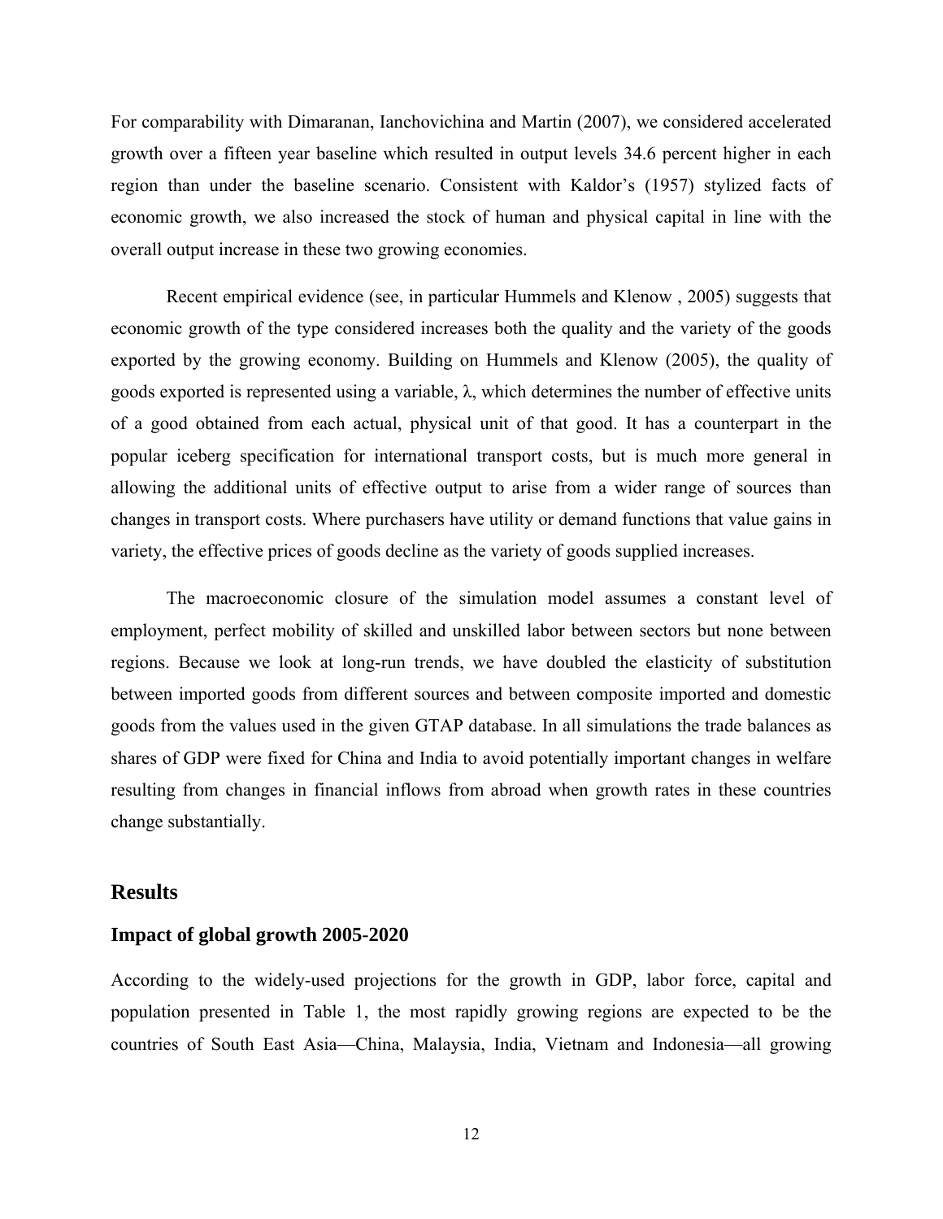For comparability with Dimaranan, Ianchovichina and Martin (2007), we considered accelerated growth over a fifteen year baseline which resulted in output levels 34.6 percent higher in each region than under the baseline scenario. Consistent with Kaldor's (1957) stylized facts of economic growth, we also increased the stock of human and physical capital in line with the overall output increase in these two growing economies.

Recent empirical evidence (see, in particular Hummels and Klenow , 2005) suggests that economic growth of the type considered increases both the quality and the variety of the goods exported by the growing economy. Building on Hummels and Klenow (2005), the quality of goods exported is represented using a variable, $\lambda$, which determines the number of effective units of a good obtained from each actual, physical unit of that good. It has a counterpart in the popular iceberg specification for international transport costs, but is much more general in allowing the additional units of effective output to arise from a wider range of sources than changes in transport costs. Where purchasers have utility or demand functions that value gains in variety, the effective prices of goods decline as the variety of goods supplied increases.

The macroeconomic closure of the simulation model assumes a constant level of employment, perfect mobility of skilled and unskilled labor between sectors but none between regions. Because we look at long-run trends, we have doubled the elasticity of substitution between imported goods from different sources and between composite imported and domestic goods from the values used in the given GTAP database. In all simulations the trade balances as shares of GDP were fixed for China and India to avoid potentially important changes in welfare resulting from changes in financial inflows from abroad when growth rates in these countries change substantially.

## Results

### Impact of global growth 2005-2020

According to the widely-used projections for the growth in GDP, labor force, capital and population presented in Table 1, the most rapidly growing regions are expected to be the countries of South East Asia—China, Malaysia, India, Vietnam and Indonesia—all growing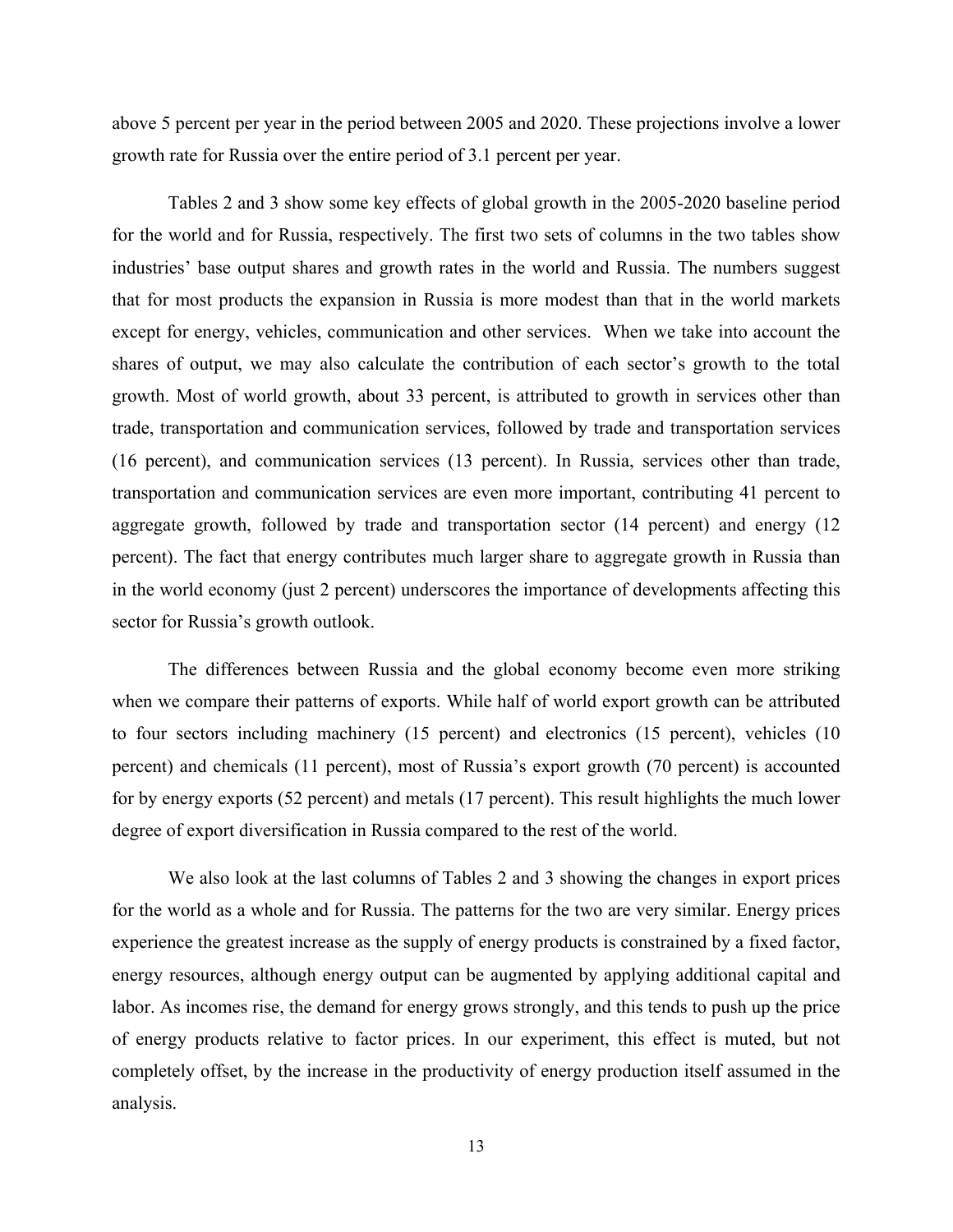above 5 percent per year in the period between 2005 and 2020. These projections involve a lower growth rate for Russia over the entire period of 3.1 percent per year.

Tables 2 and 3 show some key effects of global growth in the 2005-2020 baseline period for the world and for Russia, respectively. The first two sets of columns in the two tables show industries' base output shares and growth rates in the world and Russia. The numbers suggest that for most products the expansion in Russia is more modest than that in the world markets except for energy, vehicles, communication and other services. When we take into account the shares of output, we may also calculate the contribution of each sector's growth to the total growth. Most of world growth, about 33 percent, is attributed to growth in services other than trade, transportation and communication services, followed by trade and transportation services (16 percent), and communication services (13 percent). In Russia, services other than trade, transportation and communication services are even more important, contributing 41 percent to aggregate growth, followed by trade and transportation sector (14 percent) and energy (12 percent). The fact that energy contributes much larger share to aggregate growth in Russia than in the world economy (just 2 percent) underscores the importance of developments affecting this sector for Russia's growth outlook.

The differences between Russia and the global economy become even more striking when we compare their patterns of exports. While half of world export growth can be attributed to four sectors including machinery (15 percent) and electronics (15 percent), vehicles (10 percent) and chemicals (11 percent), most of Russia's export growth (70 percent) is accounted for by energy exports (52 percent) and metals (17 percent). This result highlights the much lower degree of export diversification in Russia compared to the rest of the world.

We also look at the last columns of Tables 2 and 3 showing the changes in export prices for the world as a whole and for Russia. The patterns for the two are very similar. Energy prices experience the greatest increase as the supply of energy products is constrained by a fixed factor, energy resources, although energy output can be augmented by applying additional capital and labor. As incomes rise, the demand for energy grows strongly, and this tends to push up the price of energy products relative to factor prices. In our experiment, this effect is muted, but not completely offset, by the increase in the productivity of energy production itself assumed in the analysis.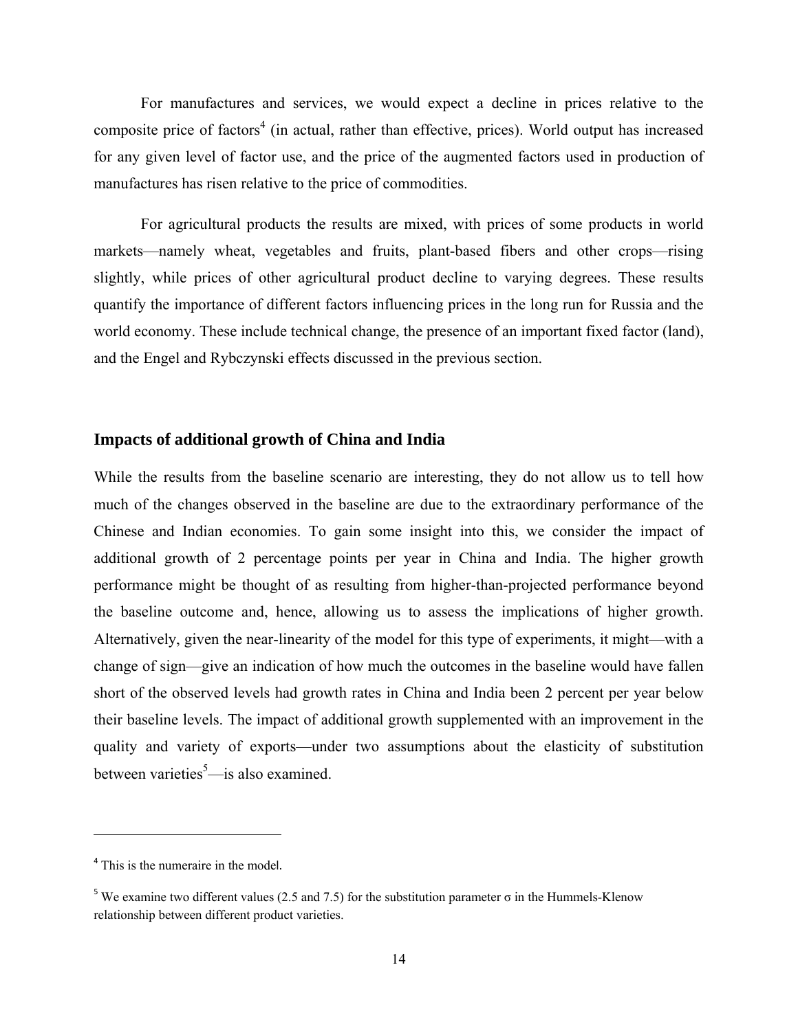For manufactures and services, we would expect a decline in prices relative to the composite price of factors[4] (in actual, rather than effective, prices). World output has increased for any given level of factor use, and the price of the augmented factors used in production of manufactures has risen relative to the price of commodities.

For agricultural products the results are mixed, with prices of some products in world markets—namely wheat, vegetables and fruits, plant-based fibers and other crops—rising slightly, while prices of other agricultural product decline to varying degrees. These results quantify the importance of different factors influencing prices in the long run for Russia and the world economy. These include technical change, the presence of an important fixed factor (land), and the Engel and Rybczynski effects discussed in the previous section.

## Impacts of additional growth of China and India

While the results from the baseline scenario are interesting, they do not allow us to tell how much of the changes observed in the baseline are due to the extraordinary performance of the Chinese and Indian economies. To gain some insight into this, we consider the impact of additional growth of 2 percentage points per year in China and India. The higher growth performance might be thought of as resulting from higher-than-projected performance beyond the baseline outcome and, hence, allowing us to assess the implications of higher growth. Alternatively, given the near-linearity of the model for this type of experiments, it might—with a change of sign—give an indication of how much the outcomes in the baseline would have fallen short of the observed levels had growth rates in China and India been 2 percent per year below their baseline levels. The impact of additional growth supplemented with an improvement in the quality and variety of exports—under two assumptions about the elasticity of substitution between varieties[5]—is also examined.

---

[4] This is the numeraire in the model.

[5] We examine two different values (2.5 and 7.5) for the substitution parameter $\sigma$ in the Hummels-Klenow relationship between different product varieties.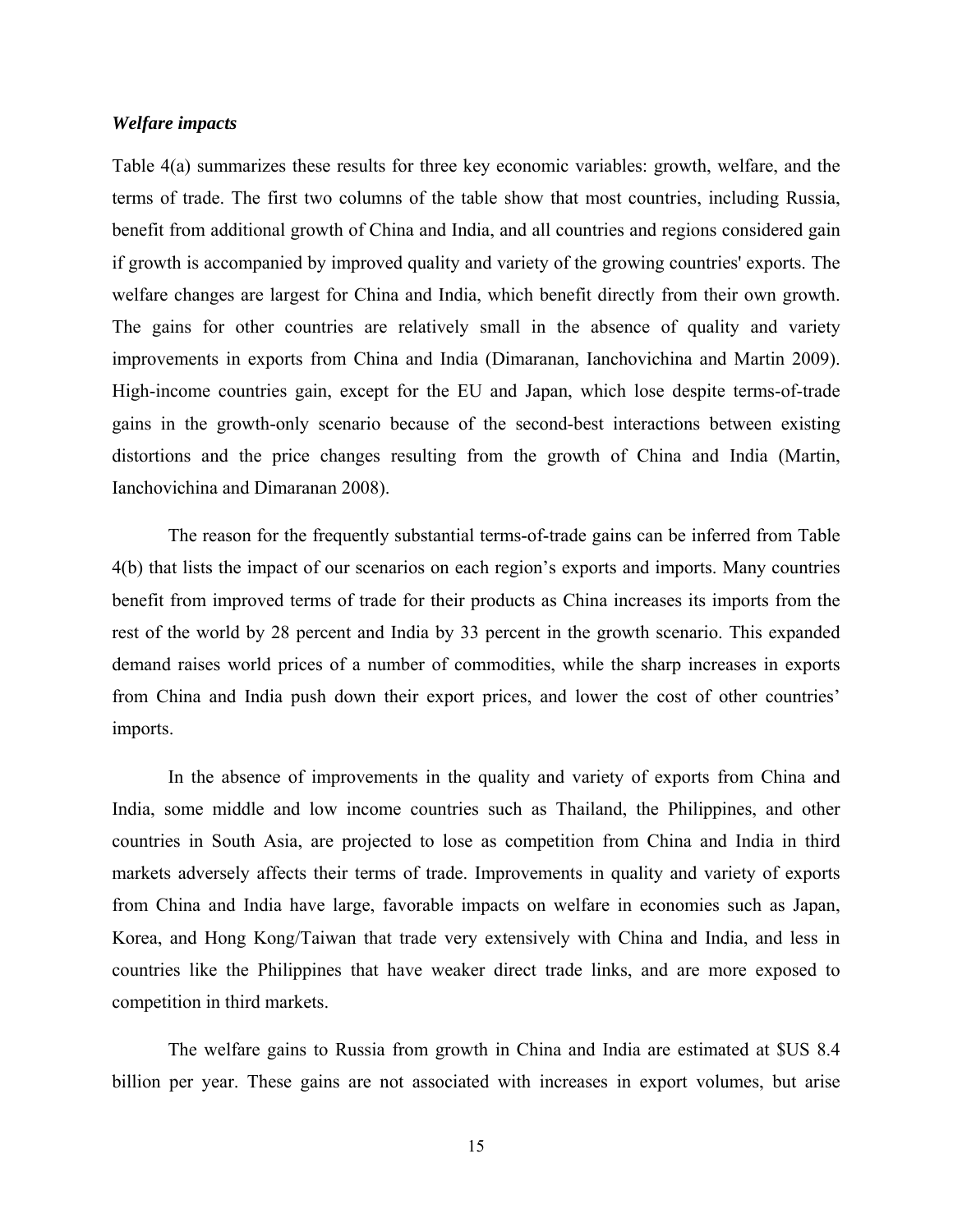### *Welfare impacts*

Table 4(a) summarizes these results for three key economic variables: growth, welfare, and the terms of trade. The first two columns of the table show that most countries, including Russia, benefit from additional growth of China and India, and all countries and regions considered gain if growth is accompanied by improved quality and variety of the growing countries' exports. The welfare changes are largest for China and India, which benefit directly from their own growth. The gains for other countries are relatively small in the absence of quality and variety improvements in exports from China and India (Dimaranan, Ianchovichina and Martin 2009). High-income countries gain, except for the EU and Japan, which lose despite terms-of-trade gains in the growth-only scenario because of the second-best interactions between existing distortions and the price changes resulting from the growth of China and India (Martin, Ianchovichina and Dimaranan 2008).

The reason for the frequently substantial terms-of-trade gains can be inferred from Table 4(b) that lists the impact of our scenarios on each region's exports and imports. Many countries benefit from improved terms of trade for their products as China increases its imports from the rest of the world by 28 percent and India by 33 percent in the growth scenario. This expanded demand raises world prices of a number of commodities, while the sharp increases in exports from China and India push down their export prices, and lower the cost of other countries' imports.

In the absence of improvements in the quality and variety of exports from China and India, some middle and low income countries such as Thailand, the Philippines, and other countries in South Asia, are projected to lose as competition from China and India in third markets adversely affects their terms of trade. Improvements in quality and variety of exports from China and India have large, favorable impacts on welfare in economies such as Japan, Korea, and Hong Kong/Taiwan that trade very extensively with China and India, and less in countries like the Philippines that have weaker direct trade links, and are more exposed to competition in third markets.

The welfare gains to Russia from growth in China and India are estimated at $US 8.4 billion per year. These gains are not associated with increases in export volumes, but arise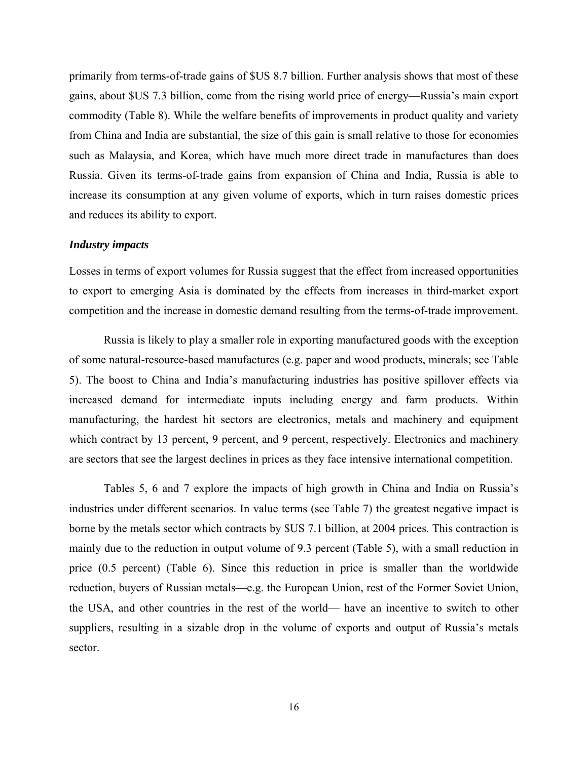primarily from terms-of-trade gains of $US 8.7 billion. Further analysis shows that most of these gains, about $US 7.3 billion, come from the rising world price of energy—Russia's main export commodity (Table 8). While the welfare benefits of improvements in product quality and variety from China and India are substantial, the size of this gain is small relative to those for economies such as Malaysia, and Korea, which have much more direct trade in manufactures than does Russia. Given its terms-of-trade gains from expansion of China and India, Russia is able to increase its consumption at any given volume of exports, which in turn raises domestic prices and reduces its ability to export.

### *Industry impacts*

Losses in terms of export volumes for Russia suggest that the effect from increased opportunities to export to emerging Asia is dominated by the effects from increases in third-market export competition and the increase in domestic demand resulting from the terms-of-trade improvement.

Russia is likely to play a smaller role in exporting manufactured goods with the exception of some natural-resource-based manufactures (e.g. paper and wood products, minerals; see Table 5). The boost to China and India's manufacturing industries has positive spillover effects via increased demand for intermediate inputs including energy and farm products. Within manufacturing, the hardest hit sectors are electronics, metals and machinery and equipment which contract by 13 percent, 9 percent, and 9 percent, respectively. Electronics and machinery are sectors that see the largest declines in prices as they face intensive international competition.

Tables 5, 6 and 7 explore the impacts of high growth in China and India on Russia's industries under different scenarios. In value terms (see Table 7) the greatest negative impact is borne by the metals sector which contracts by $US 7.1 billion, at 2004 prices. This contraction is mainly due to the reduction in output volume of 9.3 percent (Table 5), with a small reduction in price (0.5 percent) (Table 6). Since this reduction in price is smaller than the worldwide reduction, buyers of Russian metals—e.g. the European Union, rest of the Former Soviet Union, the USA, and other countries in the rest of the world— have an incentive to switch to other suppliers, resulting in a sizable drop in the volume of exports and output of Russia's metals sector.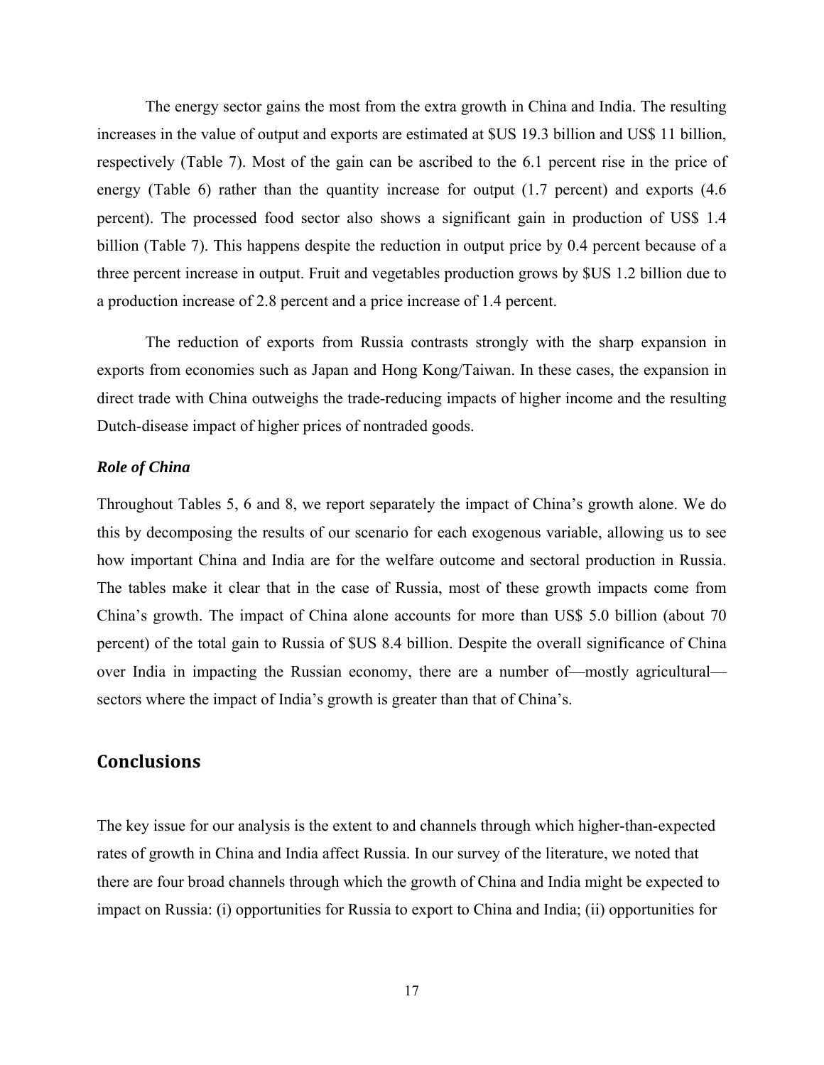The energy sector gains the most from the extra growth in China and India. The resulting increases in the value of output and exports are estimated at $US 19.3 billion and US$ 11 billion, respectively (Table 7). Most of the gain can be ascribed to the 6.1 percent rise in the price of energy (Table 6) rather than the quantity increase for output (1.7 percent) and exports (4.6 percent). The processed food sector also shows a significant gain in production of US$ 1.4 billion (Table 7). This happens despite the reduction in output price by 0.4 percent because of a three percent increase in output. Fruit and vegetables production grows by $US 1.2 billion due to a production increase of 2.8 percent and a price increase of 1.4 percent.

The reduction of exports from Russia contrasts strongly with the sharp expansion in exports from economies such as Japan and Hong Kong/Taiwan. In these cases, the expansion in direct trade with China outweighs the trade-reducing impacts of higher income and the resulting Dutch-disease impact of higher prices of nontraded goods.

***Role of China***

Throughout Tables 5, 6 and 8, we report separately the impact of China's growth alone. We do this by decomposing the results of our scenario for each exogenous variable, allowing us to see how important China and India are for the welfare outcome and sectoral production in Russia. The tables make it clear that in the case of Russia, most of these growth impacts come from China's growth. The impact of China alone accounts for more than US$ 5.0 billion (about 70 percent) of the total gain to Russia of $US 8.4 billion. Despite the overall significance of China over India in impacting the Russian economy, there are a number of—mostly agricultural—sectors where the impact of India's growth is greater than that of China's.

## Conclusions

The key issue for our analysis is the extent to and channels through which higher-than-expected rates of growth in China and India affect Russia. In our survey of the literature, we noted that there are four broad channels through which the growth of China and India might be expected to impact on Russia: (i) opportunities for Russia to export to China and India; (ii) opportunities for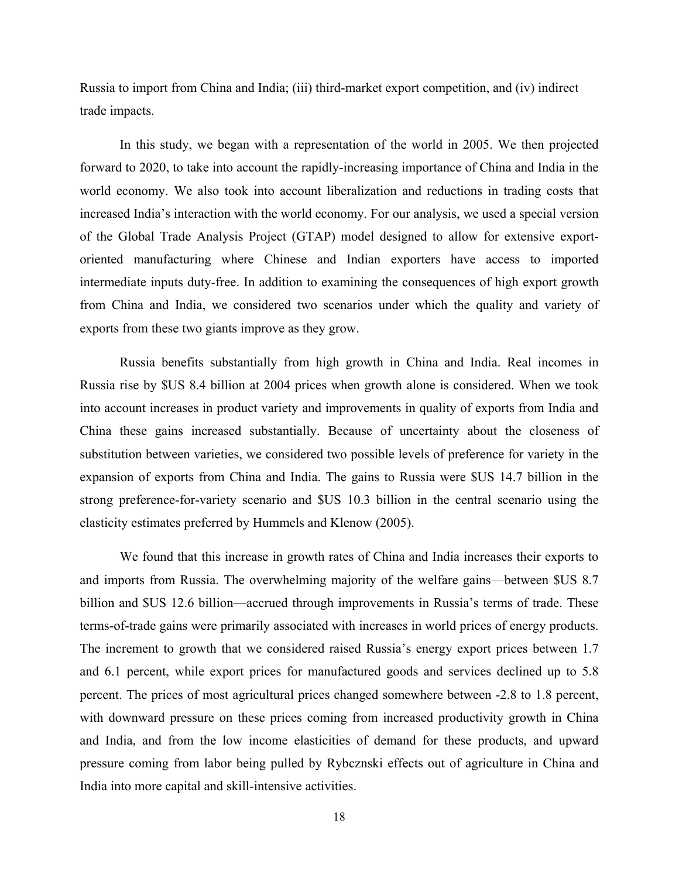Russia to import from China and India; (iii) third-market export competition, and (iv) indirect trade impacts.

In this study, we began with a representation of the world in 2005. We then projected forward to 2020, to take into account the rapidly-increasing importance of China and India in the world economy. We also took into account liberalization and reductions in trading costs that increased India's interaction with the world economy. For our analysis, we used a special version of the Global Trade Analysis Project (GTAP) model designed to allow for extensive export-oriented manufacturing where Chinese and Indian exporters have access to imported intermediate inputs duty-free. In addition to examining the consequences of high export growth from China and India, we considered two scenarios under which the quality and variety of exports from these two giants improve as they grow.

Russia benefits substantially from high growth in China and India. Real incomes in Russia rise by $US 8.4 billion at 2004 prices when growth alone is considered. When we took into account increases in product variety and improvements in quality of exports from India and China these gains increased substantially. Because of uncertainty about the closeness of substitution between varieties, we considered two possible levels of preference for variety in the expansion of exports from China and India. The gains to Russia were $US 14.7 billion in the strong preference-for-variety scenario and $US 10.3 billion in the central scenario using the elasticity estimates preferred by Hummels and Klenow (2005).

We found that this increase in growth rates of China and India increases their exports to and imports from Russia. The overwhelming majority of the welfare gains—between $US 8.7 billion and $US 12.6 billion—accrued through improvements in Russia's terms of trade. These terms-of-trade gains were primarily associated with increases in world prices of energy products. The increment to growth that we considered raised Russia's energy export prices between 1.7 and 6.1 percent, while export prices for manufactured goods and services declined up to 5.8 percent. The prices of most agricultural prices changed somewhere between -2.8 to 1.8 percent, with downward pressure on these prices coming from increased productivity growth in China and India, and from the low income elasticities of demand for these products, and upward pressure coming from labor being pulled by Rybcznski effects out of agriculture in China and India into more capital and skill-intensive activities.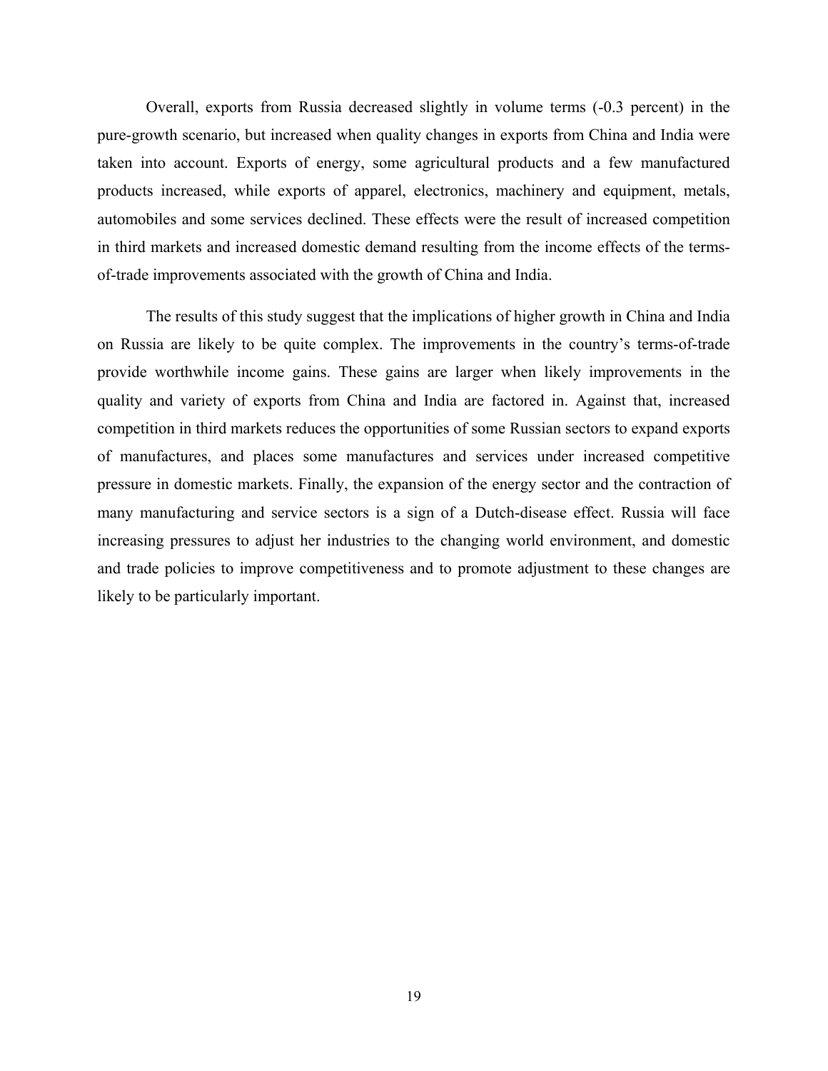Overall, exports from Russia decreased slightly in volume terms (-0.3 percent) in the pure-growth scenario, but increased when quality changes in exports from China and India were taken into account. Exports of energy, some agricultural products and a few manufactured products increased, while exports of apparel, electronics, machinery and equipment, metals, automobiles and some services declined. These effects were the result of increased competition in third markets and increased domestic demand resulting from the income effects of the terms-of-trade improvements associated with the growth of China and India.

The results of this study suggest that the implications of higher growth in China and India on Russia are likely to be quite complex. The improvements in the country's terms-of-trade provide worthwhile income gains. These gains are larger when likely improvements in the quality and variety of exports from China and India are factored in. Against that, increased competition in third markets reduces the opportunities of some Russian sectors to expand exports of manufactures, and places some manufactures and services under increased competitive pressure in domestic markets. Finally, the expansion of the energy sector and the contraction of many manufacturing and service sectors is a sign of a Dutch-disease effect. Russia will face increasing pressures to adjust her industries to the changing world environment, and domestic and trade policies to improve competitiveness and to promote adjustment to these changes are likely to be particularly important.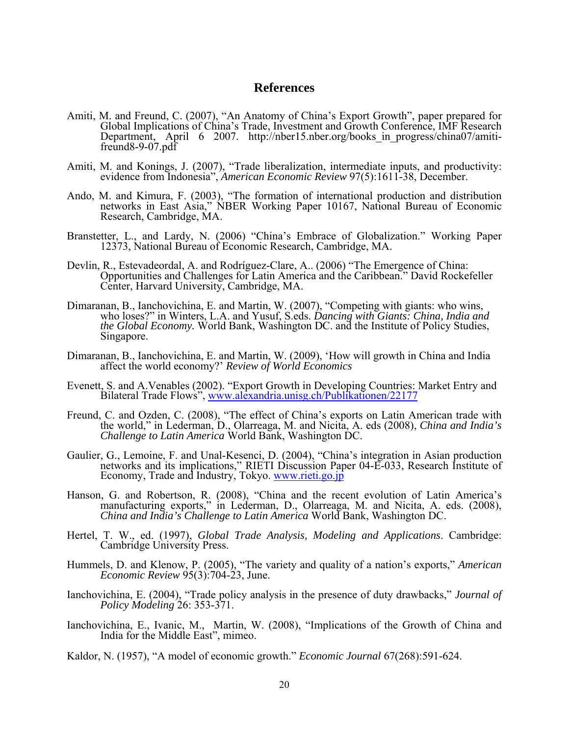# References

Amiti, M. and Freund, C. (2007), "An Anatomy of China's Export Growth", paper prepared for Global Implications of China's Trade, Investment and Growth Conference, IMF Research Department, April 6 2007. http://nber15.nber.org/books_in_progress/china07/amiti-freund8-9-07.pdf

Amiti, M. and Konings, J. (2007), "Trade liberalization, intermediate inputs, and productivity: evidence from Indonesia", *American Economic Review* 97(5):1611-38, December.

Ando, M. and Kimura, F. (2003), "The formation of international production and distribution networks in East Asia," NBER Working Paper 10167, National Bureau of Economic Research, Cambridge, MA.

Branstetter, L., and Lardy, N. (2006) "China's Embrace of Globalization." Working Paper 12373, National Bureau of Economic Research, Cambridge, MA.

Devlin, R., Estevadeordal, A. and Rodríguez-Clare, A.. (2006) "The Emergence of China: Opportunities and Challenges for Latin America and the Caribbean." David Rockefeller Center, Harvard University, Cambridge, MA.

Dimaranan, B., Ianchovichina, E. and Martin, W. (2007), "Competing with giants: who wins, who loses?" in Winters, L.A. and Yusuf, S.eds. *Dancing with Giants: China, India and the Global Economy.* World Bank, Washington DC. and the Institute of Policy Studies, Singapore.

Dimaranan, B., Ianchovichina, E. and Martin, W. (2009), 'How will growth in China and India affect the world economy?' *Review of World Economics*

Evenett, S. and A.Venables (2002). "Export Growth in Developing Countries: Market Entry and Bilateral Trade Flows", www.alexandria.unisg.ch/Publikationen/22177

Freund, C. and Ozden, C. (2008), "The effect of China's exports on Latin American trade with the world," in Lederman, D., Olarreaga, M. and Nicita, A. eds (2008), *China and India's Challenge to Latin America* World Bank, Washington DC.

Gaulier, G., Lemoine, F. and Unal-Kesenci, D. (2004), "China's integration in Asian production networks and its implications," RIETI Discussion Paper 04-E-033, Research Institute of Economy, Trade and Industry, Tokyo. www.rieti.go.jp

Hanson, G. and Robertson, R. (2008), "China and the recent evolution of Latin America's manufacturing exports," in Lederman, D., Olarreaga, M. and Nicita, A. eds. (2008), *China and India's Challenge to Latin America* World Bank, Washington DC.

Hertel, T. W., ed. (1997), *Global Trade Analysis, Modeling and Applications*. Cambridge: Cambridge University Press.

Hummels, D. and Klenow, P. (2005), "The variety and quality of a nation's exports," *American Economic Review* 95(3):704-23, June.

Ianchovichina, E. (2004), "Trade policy analysis in the presence of duty drawbacks," *Journal of Policy Modeling* 26: 353-371.

Ianchovichina, E., Ivanic, M., Martin, W. (2008), "Implications of the Growth of China and India for the Middle East", mimeo.

Kaldor, N. (1957), "A model of economic growth." *Economic Journal* 67(268):591-624.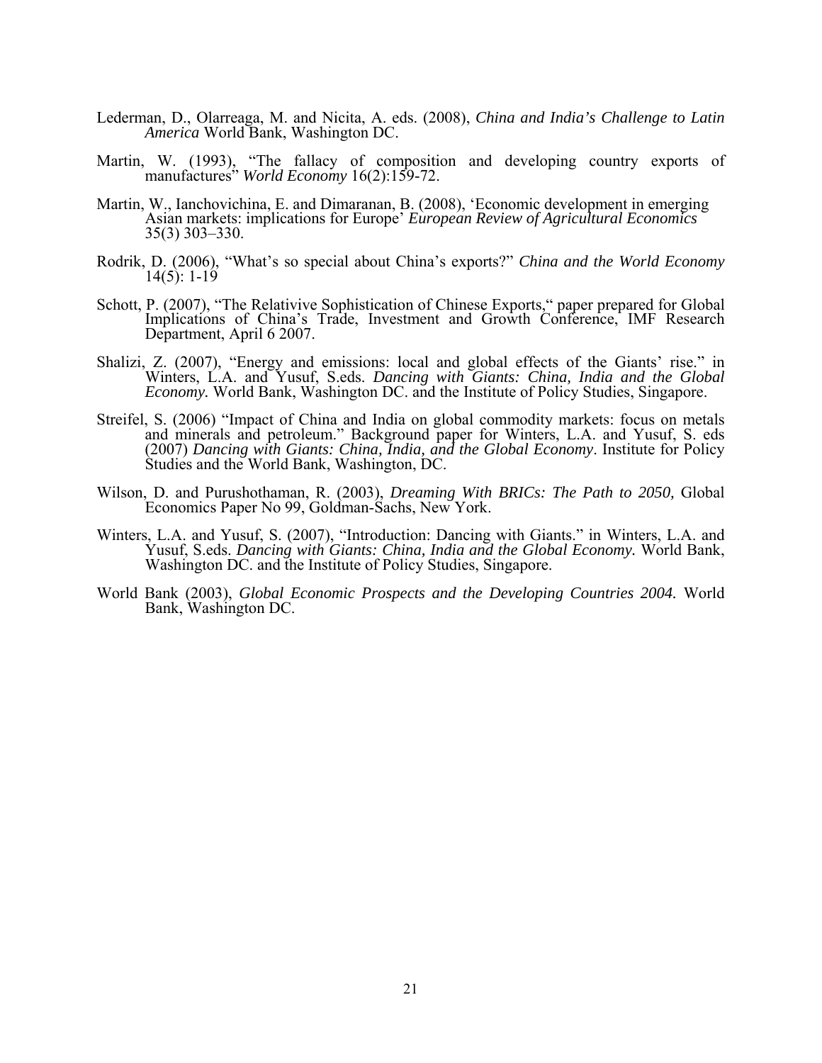Lederman, D., Olarreaga, M. and Nicita, A. eds. (2008), *China and India's Challenge to Latin America* World Bank, Washington DC.

Martin, W. (1993), "The fallacy of composition and developing country exports of manufactures" *World Economy* 16(2):159-72.

Martin, W., Ianchovichina, E. and Dimaranan, B. (2008), 'Economic development in emerging Asian markets: implications for Europe' *European Review of Agricultural Economics* 35(3) 303–330.

Rodrik, D. (2006), "What's so special about China's exports?" *China and the World Economy* 14(5): 1-19

Schott, P. (2007), "The Relativive Sophistication of Chinese Exports," paper prepared for Global Implications of China's Trade, Investment and Growth Conference, IMF Research Department, April 6 2007.

Shalizi, Z. (2007), "Energy and emissions: local and global effects of the Giants' rise." in Winters, L.A. and Yusuf, S.eds. *Dancing with Giants: China, India and the Global Economy.* World Bank, Washington DC. and the Institute of Policy Studies, Singapore.

Streifel, S. (2006) "Impact of China and India on global commodity markets: focus on metals and minerals and petroleum." Background paper for Winters, L.A. and Yusuf, S. eds (2007) *Dancing with Giants: China, India, and the Global Economy*. Institute for Policy Studies and the World Bank, Washington, DC.

Wilson, D. and Purushothaman, R. (2003), *Dreaming With BRICs: The Path to 2050,* Global Economics Paper No 99, Goldman-Sachs, New York.

Winters, L.A. and Yusuf, S. (2007), "Introduction: Dancing with Giants." in Winters, L.A. and Yusuf, S.eds. *Dancing with Giants: China, India and the Global Economy.* World Bank, Washington DC. and the Institute of Policy Studies, Singapore.

World Bank (2003), *Global Economic Prospects and the Developing Countries 2004.* World Bank, Washington DC.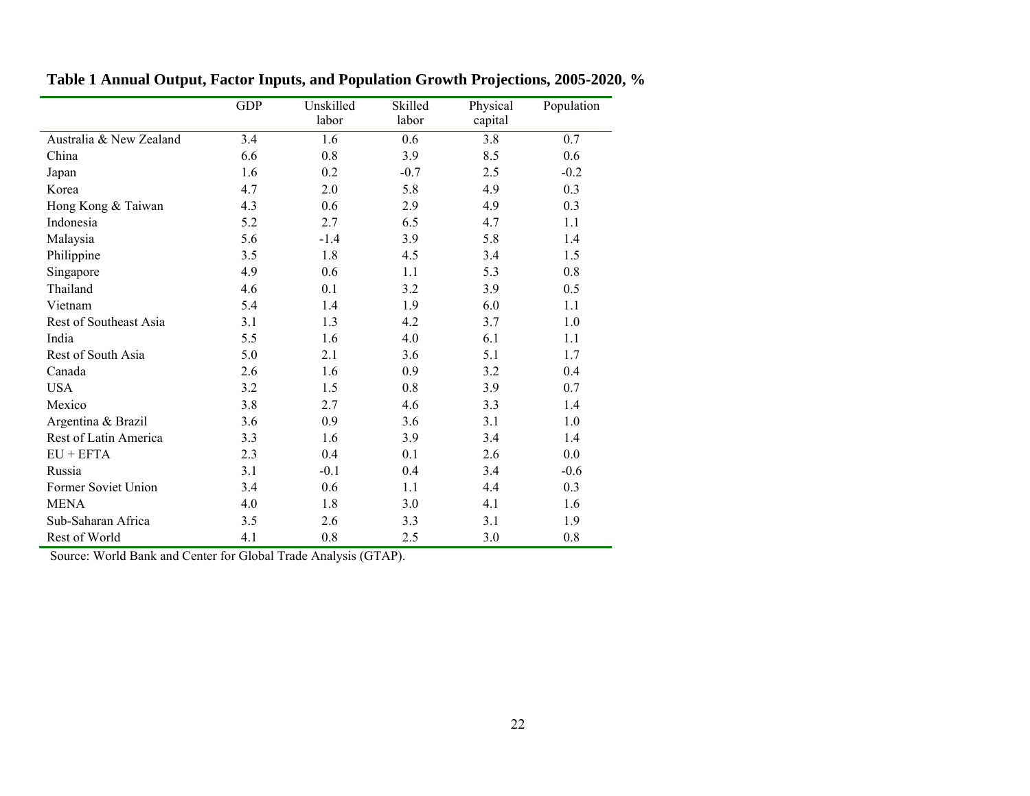**Table 1 Annual Output, Factor Inputs, and Population Growth Projections, 2005-2020, %**

| | GDP | Unskilled labor | Skilled labor | Physical capital | Population |
|---|---|---|---|---|---|
| Australia & New Zealand | 3.4 | 1.6 | 0.6 | 3.8 | 0.7 |
| China | 6.6 | 0.8 | 3.9 | 8.5 | 0.6 |
| Japan | 1.6 | 0.2 | -0.7 | 2.5 | -0.2 |
| Korea | 4.7 | 2.0 | 5.8 | 4.9 | 0.3 |
| Hong Kong & Taiwan | 4.3 | 0.6 | 2.9 | 4.9 | 0.3 |
| Indonesia | 5.2 | 2.7 | 6.5 | 4.7 | 1.1 |
| Malaysia | 5.6 | -1.4 | 3.9 | 5.8 | 1.4 |
| Philippine | 3.5 | 1.8 | 4.5 | 3.4 | 1.5 |
| Singapore | 4.9 | 0.6 | 1.1 | 5.3 | 0.8 |
| Thailand | 4.6 | 0.1 | 3.2 | 3.9 | 0.5 |
| Vietnam | 5.4 | 1.4 | 1.9 | 6.0 | 1.1 |
| Rest of Southeast Asia | 3.1 | 1.3 | 4.2 | 3.7 | 1.0 |
| India | 5.5 | 1.6 | 4.0 | 6.1 | 1.1 |
| Rest of South Asia | 5.0 | 2.1 | 3.6 | 5.1 | 1.7 |
| Canada | 2.6 | 1.6 | 0.9 | 3.2 | 0.4 |
| USA | 3.2 | 1.5 | 0.8 | 3.9 | 0.7 |
| Mexico | 3.8 | 2.7 | 4.6 | 3.3 | 1.4 |
| Argentina & Brazil | 3.6 | 0.9 | 3.6 | 3.1 | 1.0 |
| Rest of Latin America | 3.3 | 1.6 | 3.9 | 3.4 | 1.4 |
| EU + EFTA | 2.3 | 0.4 | 0.1 | 2.6 | 0.0 |
| Russia | 3.1 | -0.1 | 0.4 | 3.4 | -0.6 |
| Former Soviet Union | 3.4 | 0.6 | 1.1 | 4.4 | 0.3 |
| MENA | 4.0 | 1.8 | 3.0 | 4.1 | 1.6 |
| Sub-Saharan Africa | 3.5 | 2.6 | 3.3 | 3.1 | 1.9 |
| Rest of World | 4.1 | 0.8 | 2.5 | 3.0 | 0.8 |

Source: World Bank and Center for Global Trade Analysis (GTAP).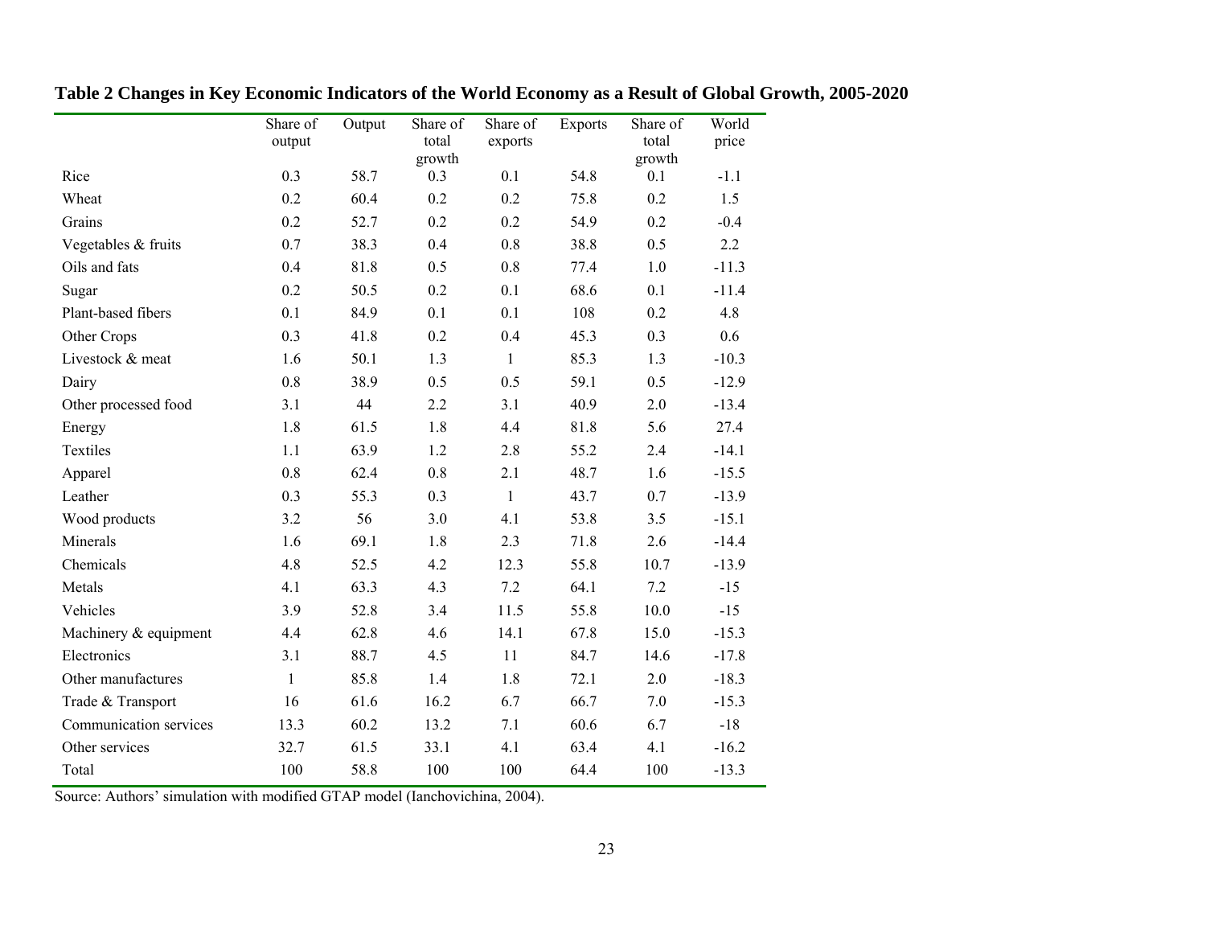**Table 2 Changes in Key Economic Indicators of the World Economy as a Result of Global Growth, 2005-2020**

| | Share of output | Output | Share of total growth | Share of exports | Exports | Share of total growth | World price |
|---|---|---|---|---|---|---|---|
| Rice | 0.3 | 58.7 | 0.3 | 0.1 | 54.8 | 0.1 | -1.1 |
| Wheat | 0.2 | 60.4 | 0.2 | 0.2 | 75.8 | 0.2 | 1.5 |
| Grains | 0.2 | 52.7 | 0.2 | 0.2 | 54.9 | 0.2 | -0.4 |
| Vegetables & fruits | 0.7 | 38.3 | 0.4 | 0.8 | 38.8 | 0.5 | 2.2 |
| Oils and fats | 0.4 | 81.8 | 0.5 | 0.8 | 77.4 | 1.0 | -11.3 |
| Sugar | 0.2 | 50.5 | 0.2 | 0.1 | 68.6 | 0.1 | -11.4 |
| Plant-based fibers | 0.1 | 84.9 | 0.1 | 0.1 | 108 | 0.2 | 4.8 |
| Other Crops | 0.3 | 41.8 | 0.2 | 0.4 | 45.3 | 0.3 | 0.6 |
| Livestock & meat | 1.6 | 50.1 | 1.3 | 1 | 85.3 | 1.3 | -10.3 |
| Dairy | 0.8 | 38.9 | 0.5 | 0.5 | 59.1 | 0.5 | -12.9 |
| Other processed food | 3.1 | 44 | 2.2 | 3.1 | 40.9 | 2.0 | -13.4 |
| Energy | 1.8 | 61.5 | 1.8 | 4.4 | 81.8 | 5.6 | 27.4 |
| Textiles | 1.1 | 63.9 | 1.2 | 2.8 | 55.2 | 2.4 | -14.1 |
| Apparel | 0.8 | 62.4 | 0.8 | 2.1 | 48.7 | 1.6 | -15.5 |
| Leather | 0.3 | 55.3 | 0.3 | 1 | 43.7 | 0.7 | -13.9 |
| Wood products | 3.2 | 56 | 3.0 | 4.1 | 53.8 | 3.5 | -15.1 |
| Minerals | 1.6 | 69.1 | 1.8 | 2.3 | 71.8 | 2.6 | -14.4 |
| Chemicals | 4.8 | 52.5 | 4.2 | 12.3 | 55.8 | 10.7 | -13.9 |
| Metals | 4.1 | 63.3 | 4.3 | 7.2 | 64.1 | 7.2 | -15 |
| Vehicles | 3.9 | 52.8 | 3.4 | 11.5 | 55.8 | 10.0 | -15 |
| Machinery & equipment | 4.4 | 62.8 | 4.6 | 14.1 | 67.8 | 15.0 | -15.3 |
| Electronics | 3.1 | 88.7 | 4.5 | 11 | 84.7 | 14.6 | -17.8 |
| Other manufactures | 1 | 85.8 | 1.4 | 1.8 | 72.1 | 2.0 | -18.3 |
| Trade & Transport | 16 | 61.6 | 16.2 | 6.7 | 66.7 | 7.0 | -15.3 |
| Communication services | 13.3 | 60.2 | 13.2 | 7.1 | 60.6 | 6.7 | -18 |
| Other services | 32.7 | 61.5 | 33.1 | 4.1 | 63.4 | 4.1 | -16.2 |
| Total | 100 | 58.8 | 100 | 100 | 64.4 | 100 | -13.3 |

Source: Authors' simulation with modified GTAP model (Ianchovichina, 2004).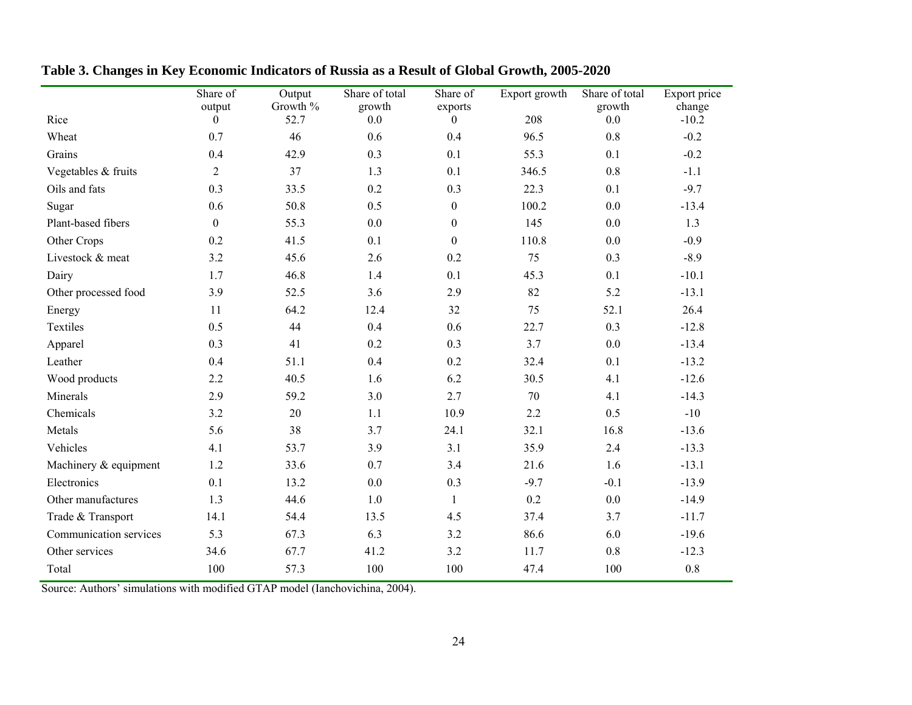**Table 3. Changes in Key Economic Indicators of Russia as a Result of Global Growth, 2005-2020**

| | Share of output | Output Growth % | Share of total growth | Share of exports | Export growth | Share of total growth | Export price change |
|---|---|---|---|---|---|---|---|
| Rice | 0 | 52.7 | 0.0 | 0 | 208 | 0.0 | -10.2 |
| Wheat | 0.7 | 46 | 0.6 | 0.4 | 96.5 | 0.8 | -0.2 |
| Grains | 0.4 | 42.9 | 0.3 | 0.1 | 55.3 | 0.1 | -0.2 |
| Vegetables & fruits | 2 | 37 | 1.3 | 0.1 | 346.5 | 0.8 | -1.1 |
| Oils and fats | 0.3 | 33.5 | 0.2 | 0.3 | 22.3 | 0.1 | -9.7 |
| Sugar | 0.6 | 50.8 | 0.5 | 0 | 100.2 | 0.0 | -13.4 |
| Plant-based fibers | 0 | 55.3 | 0.0 | 0 | 145 | 0.0 | 1.3 |
| Other Crops | 0.2 | 41.5 | 0.1 | 0 | 110.8 | 0.0 | -0.9 |
| Livestock & meat | 3.2 | 45.6 | 2.6 | 0.2 | 75 | 0.3 | -8.9 |
| Dairy | 1.7 | 46.8 | 1.4 | 0.1 | 45.3 | 0.1 | -10.1 |
| Other processed food | 3.9 | 52.5 | 3.6 | 2.9 | 82 | 5.2 | -13.1 |
| Energy | 11 | 64.2 | 12.4 | 32 | 75 | 52.1 | 26.4 |
| Textiles | 0.5 | 44 | 0.4 | 0.6 | 22.7 | 0.3 | -12.8 |
| Apparel | 0.3 | 41 | 0.2 | 0.3 | 3.7 | 0.0 | -13.4 |
| Leather | 0.4 | 51.1 | 0.4 | 0.2 | 32.4 | 0.1 | -13.2 |
| Wood products | 2.2 | 40.5 | 1.6 | 6.2 | 30.5 | 4.1 | -12.6 |
| Minerals | 2.9 | 59.2 | 3.0 | 2.7 | 70 | 4.1 | -14.3 |
| Chemicals | 3.2 | 20 | 1.1 | 10.9 | 2.2 | 0.5 | -10 |
| Metals | 5.6 | 38 | 3.7 | 24.1 | 32.1 | 16.8 | -13.6 |
| Vehicles | 4.1 | 53.7 | 3.9 | 3.1 | 35.9 | 2.4 | -13.3 |
| Machinery & equipment | 1.2 | 33.6 | 0.7 | 3.4 | 21.6 | 1.6 | -13.1 |
| Electronics | 0.1 | 13.2 | 0.0 | 0.3 | -9.7 | -0.1 | -13.9 |
| Other manufactures | 1.3 | 44.6 | 1.0 | 1 | 0.2 | 0.0 | -14.9 |
| Trade & Transport | 14.1 | 54.4 | 13.5 | 4.5 | 37.4 | 3.7 | -11.7 |
| Communication services | 5.3 | 67.3 | 6.3 | 3.2 | 86.6 | 6.0 | -19.6 |
| Other services | 34.6 | 67.7 | 41.2 | 3.2 | 11.7 | 0.8 | -12.3 |
| Total | 100 | 57.3 | 100 | 100 | 47.4 | 100 | 0.8 |

Source: Authors' simulations with modified GTAP model (Ianchovichina, 2004).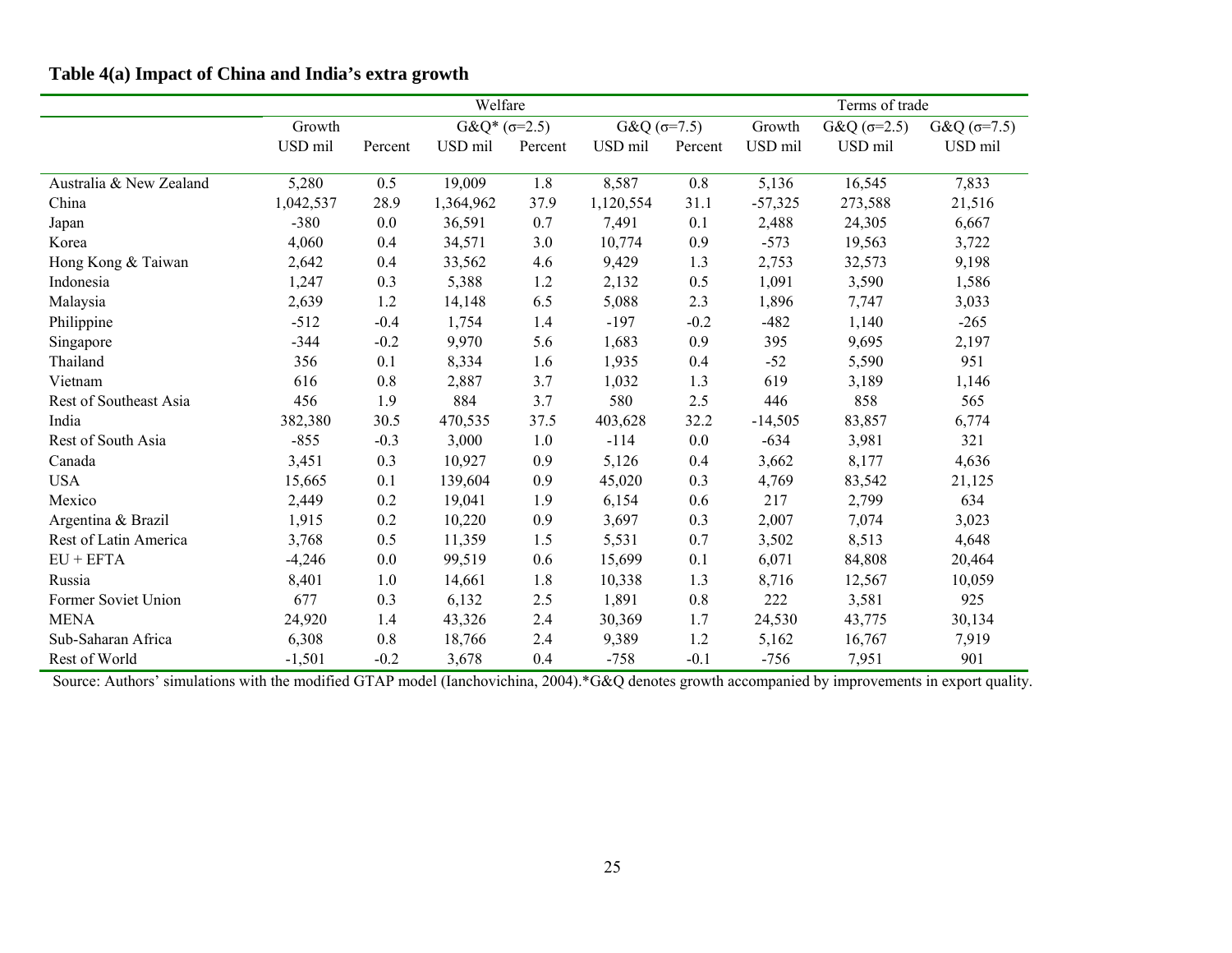**Table 4(a) Impact of China and India's extra growth**

| | Welfare | | | | | | Terms of trade | | |
|---|---|---|---|---|---|---|---|---|---|
| | Growth | | G&Q* (σ=2.5) | | G&Q (σ=7.5) | | Growth | G&Q (σ=2.5) | G&Q (σ=7.5) |
| | USD mil | Percent | USD mil | Percent | USD mil | Percent | USD mil | USD mil | USD mil |
| Australia & New Zealand | 5,280 | 0.5 | 19,009 | 1.8 | 8,587 | 0.8 | 5,136 | 16,545 | 7,833 |
| China | 1,042,537 | 28.9 | 1,364,962 | 37.9 | 1,120,554 | 31.1 | -57,325 | 273,588 | 21,516 |
| Japan | -380 | 0.0 | 36,591 | 0.7 | 7,491 | 0.1 | 2,488 | 24,305 | 6,667 |
| Korea | 4,060 | 0.4 | 34,571 | 3.0 | 10,774 | 0.9 | -573 | 19,563 | 3,722 |
| Hong Kong & Taiwan | 2,642 | 0.4 | 33,562 | 4.6 | 9,429 | 1.3 | 2,753 | 32,573 | 9,198 |
| Indonesia | 1,247 | 0.3 | 5,388 | 1.2 | 2,132 | 0.5 | 1,091 | 3,590 | 1,586 |
| Malaysia | 2,639 | 1.2 | 14,148 | 6.5 | 5,088 | 2.3 | 1,896 | 7,747 | 3,033 |
| Philippine | -512 | -0.4 | 1,754 | 1.4 | -197 | -0.2 | -482 | 1,140 | -265 |
| Singapore | -344 | -0.2 | 9,970 | 5.6 | 1,683 | 0.9 | 395 | 9,695 | 2,197 |
| Thailand | 356 | 0.1 | 8,334 | 1.6 | 1,935 | 0.4 | -52 | 5,590 | 951 |
| Vietnam | 616 | 0.8 | 2,887 | 3.7 | 1,032 | 1.3 | 619 | 3,189 | 1,146 |
| Rest of Southeast Asia | 456 | 1.9 | 884 | 3.7 | 580 | 2.5 | 446 | 858 | 565 |
| India | 382,380 | 30.5 | 470,535 | 37.5 | 403,628 | 32.2 | -14,505 | 83,857 | 6,774 |
| Rest of South Asia | -855 | -0.3 | 3,000 | 1.0 | -114 | 0.0 | -634 | 3,981 | 321 |
| Canada | 3,451 | 0.3 | 10,927 | 0.9 | 5,126 | 0.4 | 3,662 | 8,177 | 4,636 |
| USA | 15,665 | 0.1 | 139,604 | 0.9 | 45,020 | 0.3 | 4,769 | 83,542 | 21,125 |
| Mexico | 2,449 | 0.2 | 19,041 | 1.9 | 6,154 | 0.6 | 217 | 2,799 | 634 |
| Argentina & Brazil | 1,915 | 0.2 | 10,220 | 0.9 | 3,697 | 0.3 | 2,007 | 7,074 | 3,023 |
| Rest of Latin America | 3,768 | 0.5 | 11,359 | 1.5 | 5,531 | 0.7 | 3,502 | 8,513 | 4,648 |
| EU + EFTA | -4,246 | 0.0 | 99,519 | 0.6 | 15,699 | 0.1 | 6,071 | 84,808 | 20,464 |
| Russia | 8,401 | 1.0 | 14,661 | 1.8 | 10,338 | 1.3 | 8,716 | 12,567 | 10,059 |
| Former Soviet Union | 677 | 0.3 | 6,132 | 2.5 | 1,891 | 0.8 | 222 | 3,581 | 925 |
| MENA | 24,920 | 1.4 | 43,326 | 2.4 | 30,369 | 1.7 | 24,530 | 43,775 | 30,134 |
| Sub-Saharan Africa | 6,308 | 0.8 | 18,766 | 2.4 | 9,389 | 1.2 | 5,162 | 16,767 | 7,919 |
| Rest of World | -1,501 | -0.2 | 3,678 | 0.4 | -758 | -0.1 | -756 | 7,951 | 901 |

Source: Authors' simulations with the modified GTAP model (Ianchovichina, 2004).*G&Q denotes growth accompanied by improvements in export quality.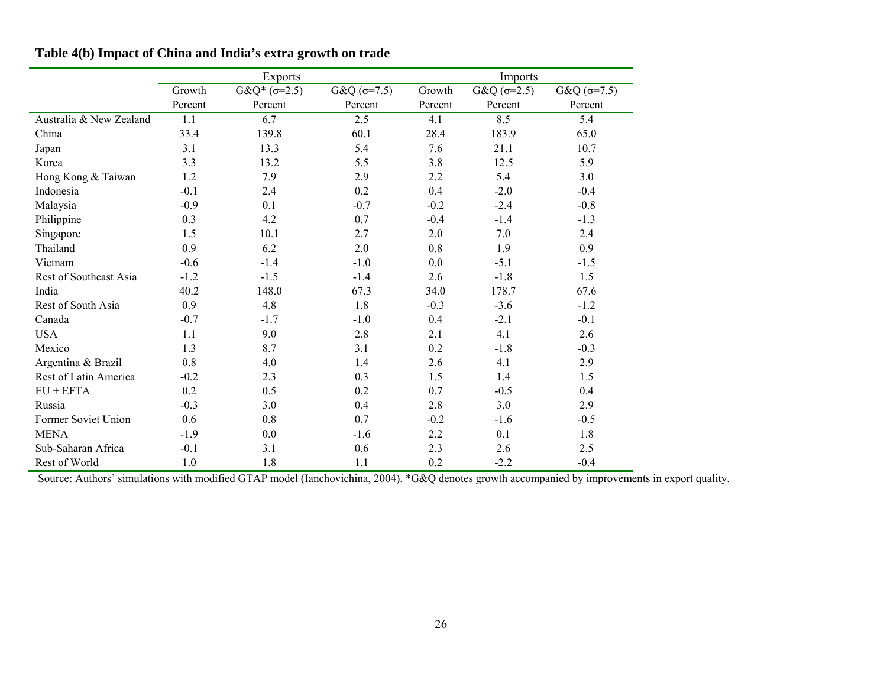**Table 4(b) Impact of China and India's extra growth on trade**

| | Exports | | | Imports | | |
|---|---|---|---|---|---|---|
| | Growth | G&Q* (σ=2.5) | G&Q (σ=7.5) | Growth | G&Q (σ=2.5) | G&Q (σ=7.5) |
| | Percent | Percent | Percent | Percent | Percent | Percent |
| Australia & New Zealand | 1.1 | 6.7 | 2.5 | 4.1 | 8.5 | 5.4 |
| China | 33.4 | 139.8 | 60.1 | 28.4 | 183.9 | 65.0 |
| Japan | 3.1 | 13.3 | 5.4 | 7.6 | 21.1 | 10.7 |
| Korea | 3.3 | 13.2 | 5.5 | 3.8 | 12.5 | 5.9 |
| Hong Kong & Taiwan | 1.2 | 7.9 | 2.9 | 2.2 | 5.4 | 3.0 |
| Indonesia | -0.1 | 2.4 | 0.2 | 0.4 | -2.0 | -0.4 |
| Malaysia | -0.9 | 0.1 | -0.7 | -0.2 | -2.4 | -0.8 |
| Philippine | 0.3 | 4.2 | 0.7 | -0.4 | -1.4 | -1.3 |
| Singapore | 1.5 | 10.1 | 2.7 | 2.0 | 7.0 | 2.4 |
| Thailand | 0.9 | 6.2 | 2.0 | 0.8 | 1.9 | 0.9 |
| Vietnam | -0.6 | -1.4 | -1.0 | 0.0 | -5.1 | -1.5 |
| Rest of Southeast Asia | -1.2 | -1.5 | -1.4 | 2.6 | -1.8 | 1.5 |
| India | 40.2 | 148.0 | 67.3 | 34.0 | 178.7 | 67.6 |
| Rest of South Asia | 0.9 | 4.8 | 1.8 | -0.3 | -3.6 | -1.2 |
| Canada | -0.7 | -1.7 | -1.0 | 0.4 | -2.1 | -0.1 |
| USA | 1.1 | 9.0 | 2.8 | 2.1 | 4.1 | 2.6 |
| Mexico | 1.3 | 8.7 | 3.1 | 0.2 | -1.8 | -0.3 |
| Argentina & Brazil | 0.8 | 4.0 | 1.4 | 2.6 | 4.1 | 2.9 |
| Rest of Latin America | -0.2 | 2.3 | 0.3 | 1.5 | 1.4 | 1.5 |
| EU + EFTA | 0.2 | 0.5 | 0.2 | 0.7 | -0.5 | 0.4 |
| Russia | -0.3 | 3.0 | 0.4 | 2.8 | 3.0 | 2.9 |
| Former Soviet Union | 0.6 | 0.8 | 0.7 | -0.2 | -1.6 | -0.5 |
| MENA | -1.9 | 0.0 | -1.6 | 2.2 | 0.1 | 1.8 |
| Sub-Saharan Africa | -0.1 | 3.1 | 0.6 | 2.3 | 2.6 | 2.5 |
| Rest of World | 1.0 | 1.8 | 1.1 | 0.2 | -2.2 | -0.4 |

Source: Authors' simulations with modified GTAP model (Ianchovichina, 2004). *G&Q denotes growth accompanied by improvements in export quality.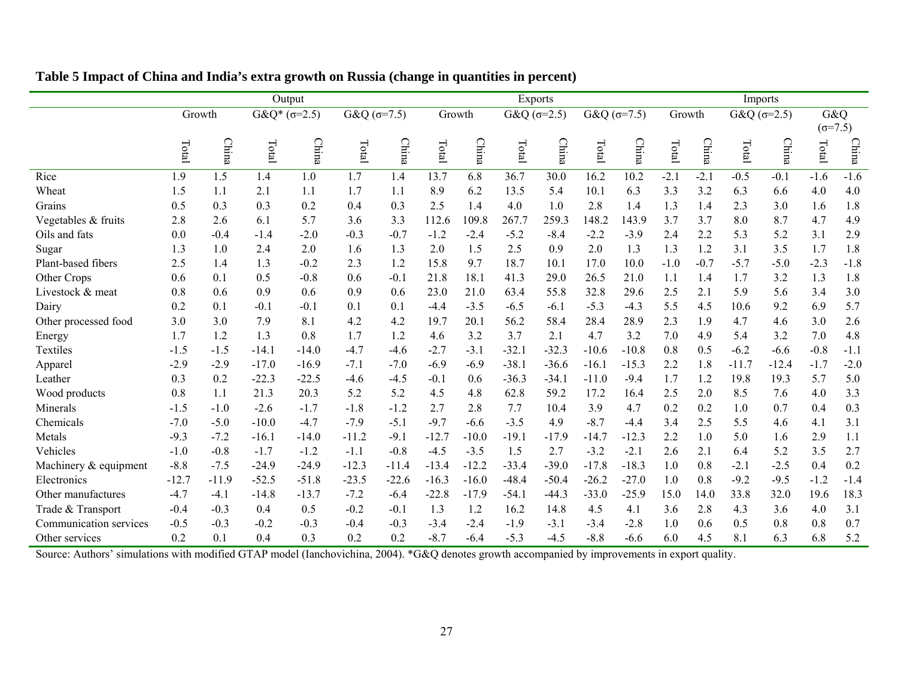**Table 5 Impact of China and India's extra growth on Russia (change in quantities in percent)**

| | Output | | | | | | Exports | | | | | | Imports | | | | | |
|---|---|---|---|---|---|---|---|---|---|---|---|---|---|---|---|---|---|---|
| | Growth | | G&Q* (σ=2.5) | | G&Q (σ=7.5) | | Growth | | G&Q (σ=2.5) | | G&Q (σ=7.5) | | Growth | | G&Q (σ=2.5) | | G&Q (σ=7.5) | |
| | Total | China | Total | China | Total | China | Total | China | Total | China | Total | China | Total | China | Total | China | Total | China |
| Rice | 1.9 | 1.5 | 1.4 | 1.0 | 1.7 | 1.4 | 13.7 | 6.8 | 36.7 | 30.0 | 16.2 | 10.2 | -2.1 | -2.1 | -0.5 | -0.1 | -1.6 | -1.6 |
| Wheat | 1.5 | 1.1 | 2.1 | 1.1 | 1.7 | 1.1 | 8.9 | 6.2 | 13.5 | 5.4 | 10.1 | 6.3 | 3.3 | 3.2 | 6.3 | 6.6 | 4.0 | 4.0 |
| Grains | 0.5 | 0.3 | 0.3 | 0.2 | 0.4 | 0.3 | 2.5 | 1.4 | 4.0 | 1.0 | 2.8 | 1.4 | 1.3 | 1.4 | 2.3 | 3.0 | 1.6 | 1.8 |
| Vegetables & fruits | 2.8 | 2.6 | 6.1 | 5.7 | 3.6 | 3.3 | 112.6 | 109.8 | 267.7 | 259.3 | 148.2 | 143.9 | 3.7 | 3.7 | 8.0 | 8.7 | 4.7 | 4.9 |
| Oils and fats | 0.0 | -0.4 | -1.4 | -2.0 | -0.3 | -0.7 | -1.2 | -2.4 | -5.2 | -8.4 | -2.2 | -3.9 | 2.4 | 2.2 | 5.3 | 5.2 | 3.1 | 2.9 |
| Sugar | 1.3 | 1.0 | 2.4 | 2.0 | 1.6 | 1.3 | 2.0 | 1.5 | 2.5 | 0.9 | 2.0 | 1.3 | 1.3 | 1.2 | 3.1 | 3.5 | 1.7 | 1.8 |
| Plant-based fibers | 2.5 | 1.4 | 1.3 | -0.2 | 2.3 | 1.2 | 15.8 | 9.7 | 18.7 | 10.1 | 17.0 | 10.0 | -1.0 | -0.7 | -5.7 | -5.0 | -2.3 | -1.8 |
| Other Crops | 0.6 | 0.1 | 0.5 | -0.8 | 0.6 | -0.1 | 21.8 | 18.1 | 41.3 | 29.0 | 26.5 | 21.0 | 1.1 | 1.4 | 1.7 | 3.2 | 1.3 | 1.8 |
| Livestock & meat | 0.8 | 0.6 | 0.9 | 0.6 | 0.9 | 0.6 | 23.0 | 21.0 | 63.4 | 55.8 | 32.8 | 29.6 | 2.5 | 2.1 | 5.9 | 5.6 | 3.4 | 3.0 |
| Dairy | 0.2 | 0.1 | -0.1 | -0.1 | 0.1 | 0.1 | -4.4 | -3.5 | -6.5 | -6.1 | -5.3 | -4.3 | 5.5 | 4.5 | 10.6 | 9.2 | 6.9 | 5.7 |
| Other processed food | 3.0 | 3.0 | 7.9 | 8.1 | 4.2 | 4.2 | 19.7 | 20.1 | 56.2 | 58.4 | 28.4 | 28.9 | 2.3 | 1.9 | 4.7 | 4.6 | 3.0 | 2.6 |
| Energy | 1.7 | 1.2 | 1.3 | 0.8 | 1.7 | 1.2 | 4.6 | 3.2 | 3.7 | 2.1 | 4.7 | 3.2 | 7.0 | 4.9 | 5.4 | 3.2 | 7.0 | 4.8 |
| Textiles | -1.5 | -1.5 | -14.1 | -14.0 | -4.7 | -4.6 | -2.7 | -3.1 | -32.1 | -32.3 | -10.6 | -10.8 | 0.8 | 0.5 | -6.2 | -6.6 | -0.8 | -1.1 |
| Apparel | -2.9 | -2.9 | -17.0 | -16.9 | -7.1 | -7.0 | -6.9 | -6.9 | -38.1 | -36.6 | -16.1 | -15.3 | 2.2 | 1.8 | -11.7 | -12.4 | -1.7 | -2.0 |
| Leather | 0.3 | 0.2 | -22.3 | -22.5 | -4.6 | -4.5 | -0.1 | 0.6 | -36.3 | -34.1 | -11.0 | -9.4 | 1.7 | 1.2 | 19.8 | 19.3 | 5.7 | 5.0 |
| Wood products | 0.8 | 1.1 | 21.3 | 20.3 | 5.2 | 5.2 | 4.5 | 4.8 | 62.8 | 59.2 | 17.2 | 16.4 | 2.5 | 2.0 | 8.5 | 7.6 | 4.0 | 3.3 |
| Minerals | -1.5 | -1.0 | -2.6 | -1.7 | -1.8 | -1.2 | 2.7 | 2.8 | 7.7 | 10.4 | 3.9 | 4.7 | 0.2 | 0.2 | 1.0 | 0.7 | 0.4 | 0.3 |
| Chemicals | -7.0 | -5.0 | -10.0 | -4.7 | -7.9 | -5.1 | -9.7 | -6.6 | -3.5 | 4.9 | -8.7 | -4.4 | 3.4 | 2.5 | 5.5 | 4.6 | 4.1 | 3.1 |
| Metals | -9.3 | -7.2 | -16.1 | -14.0 | -11.2 | -9.1 | -12.7 | -10.0 | -19.1 | -17.9 | -14.7 | -12.3 | 2.2 | 1.0 | 5.0 | 1.6 | 2.9 | 1.1 |
| Vehicles | -1.0 | -0.8 | -1.7 | -1.2 | -1.1 | -0.8 | -4.5 | -3.5 | 1.5 | 2.7 | -3.2 | -2.1 | 2.6 | 2.1 | 6.4 | 5.2 | 3.5 | 2.7 |
| Machinery & equipment | -8.8 | -7.5 | -24.9 | -24.9 | -12.3 | -11.4 | -13.4 | -12.2 | -33.4 | -39.0 | -17.8 | -18.3 | 1.0 | 0.8 | -2.1 | -2.5 | 0.4 | 0.2 |
| Electronics | -12.7 | -11.9 | -52.5 | -51.8 | -23.5 | -22.6 | -16.3 | -16.0 | -48.4 | -50.4 | -26.2 | -27.0 | 1.0 | 0.8 | -9.2 | -9.5 | -1.2 | -1.4 |
| Other manufactures | -4.7 | -4.1 | -14.8 | -13.7 | -7.2 | -6.4 | -22.8 | -17.9 | -54.1 | -44.3 | -33.0 | -25.9 | 15.0 | 14.0 | 33.8 | 32.0 | 19.6 | 18.3 |
| Trade & Transport | -0.4 | -0.3 | 0.4 | 0.5 | -0.2 | -0.1 | 1.3 | 1.2 | 16.2 | 14.8 | 4.5 | 4.1 | 3.6 | 2.8 | 4.3 | 3.6 | 4.0 | 3.1 |
| Communication services | -0.5 | -0.3 | -0.2 | -0.3 | -0.4 | -0.3 | -3.4 | -2.4 | -1.9 | -3.1 | -3.4 | -2.8 | 1.0 | 0.6 | 0.5 | 0.8 | 0.8 | 0.7 |
| Other services | 0.2 | 0.1 | 0.4 | 0.3 | 0.2 | 0.2 | -8.7 | -6.4 | -5.3 | -4.5 | -8.8 | -6.6 | 6.0 | 4.5 | 8.1 | 6.3 | 6.8 | 5.2 |

Source: Authors' simulations with modified GTAP model (Ianchovichina, 2004). *G&Q denotes growth accompanied by improvements in export quality.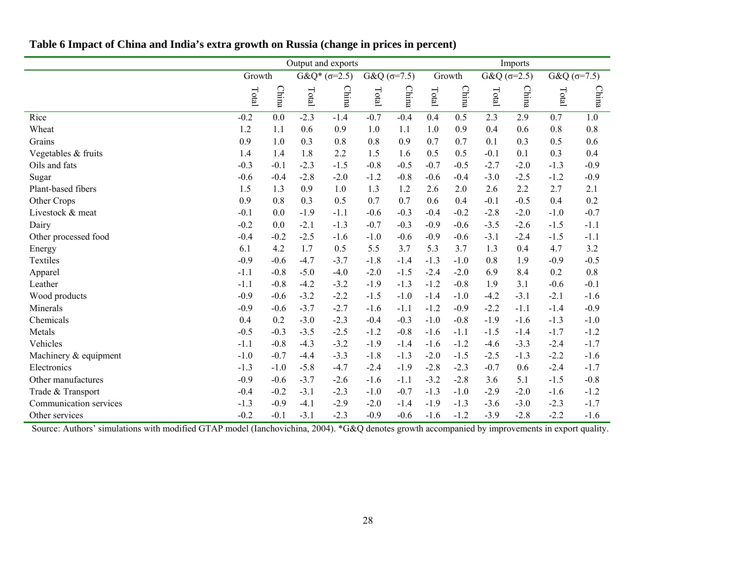**Table 6 Impact of China and India's extra growth on Russia (change in prices in percent)**

| | Output and exports | | | | | | Imports | | | | | |
|---|---|---|---|---|---|---|---|---|---|---|---|---|
| | Growth | | G&Q* (σ=2.5) | | G&Q (σ=7.5) | | Growth | | G&Q (σ=2.5) | | G&Q (σ=7.5) | |
| | Total | China | Total | China | Total | China | Total | China | Total | China | Total | China |
| Rice | -0.2 | 0.0 | -2.3 | -1.4 | -0.7 | -0.4 | 0.4 | 0.5 | 2.3 | 2.9 | 0.7 | 1.0 |
| Wheat | 1.2 | 1.1 | 0.6 | 0.9 | 1.0 | 1.1 | 1.0 | 0.9 | 0.4 | 0.6 | 0.8 | 0.8 |
| Grains | 0.9 | 1.0 | 0.3 | 0.8 | 0.8 | 0.9 | 0.7 | 0.7 | 0.1 | 0.3 | 0.5 | 0.6 |
| Vegetables & fruits | 1.4 | 1.4 | 1.8 | 2.2 | 1.5 | 1.6 | 0.5 | 0.5 | -0.1 | 0.1 | 0.3 | 0.4 |
| Oils and fats | -0.3 | -0.1 | -2.3 | -1.5 | -0.8 | -0.5 | -0.7 | -0.5 | -2.7 | -2.0 | -1.3 | -0.9 |
| Sugar | -0.6 | -0.4 | -2.8 | -2.0 | -1.2 | -0.8 | -0.6 | -0.4 | -3.0 | -2.5 | -1.2 | -0.9 |
| Plant-based fibers | 1.5 | 1.3 | 0.9 | 1.0 | 1.3 | 1.2 | 2.6 | 2.0 | 2.6 | 2.2 | 2.7 | 2.1 |
| Other Crops | 0.9 | 0.8 | 0.3 | 0.5 | 0.7 | 0.7 | 0.6 | 0.4 | -0.1 | -0.5 | 0.4 | 0.2 |
| Livestock & meat | -0.1 | 0.0 | -1.9 | -1.1 | -0.6 | -0.3 | -0.4 | -0.2 | -2.8 | -2.0 | -1.0 | -0.7 |
| Dairy | -0.2 | 0.0 | -2.1 | -1.3 | -0.7 | -0.3 | -0.9 | -0.6 | -3.5 | -2.6 | -1.5 | -1.1 |
| Other processed food | -0.4 | -0.2 | -2.5 | -1.6 | -1.0 | -0.6 | -0.9 | -0.6 | -3.1 | -2.4 | -1.5 | -1.1 |
| Energy | 6.1 | 4.2 | 1.7 | 0.5 | 5.5 | 3.7 | 5.3 | 3.7 | 1.3 | 0.4 | 4.7 | 3.2 |
| Textiles | -0.9 | -0.6 | -4.7 | -3.7 | -1.8 | -1.4 | -1.3 | -1.0 | 0.8 | 1.9 | -0.9 | -0.5 |
| Apparel | -1.1 | -0.8 | -5.0 | -4.0 | -2.0 | -1.5 | -2.4 | -2.0 | 6.9 | 8.4 | 0.2 | 0.8 |
| Leather | -1.1 | -0.8 | -4.2 | -3.2 | -1.9 | -1.3 | -1.2 | -0.8 | 1.9 | 3.1 | -0.6 | -0.1 |
| Wood products | -0.9 | -0.6 | -3.2 | -2.2 | -1.5 | -1.0 | -1.4 | -1.0 | -4.2 | -3.1 | -2.1 | -1.6 |
| Minerals | -0.9 | -0.6 | -3.7 | -2.7 | -1.6 | -1.1 | -1.2 | -0.9 | -2.2 | -1.1 | -1.4 | -0.9 |
| Chemicals | 0.4 | 0.2 | -3.0 | -2.3 | -0.4 | -0.3 | -1.0 | -0.8 | -1.9 | -1.6 | -1.3 | -1.0 |
| Metals | -0.5 | -0.3 | -3.5 | -2.5 | -1.2 | -0.8 | -1.6 | -1.1 | -1.5 | -1.4 | -1.7 | -1.2 |
| Vehicles | -1.1 | -0.8 | -4.3 | -3.2 | -1.9 | -1.4 | -1.6 | -1.2 | -4.6 | -3.3 | -2.4 | -1.7 |
| Machinery & equipment | -1.0 | -0.7 | -4.4 | -3.3 | -1.8 | -1.3 | -2.0 | -1.5 | -2.5 | -1.3 | -2.2 | -1.6 |
| Electronics | -1.3 | -1.0 | -5.8 | -4.7 | -2.4 | -1.9 | -2.8 | -2.3 | -0.7 | 0.6 | -2.4 | -1.7 |
| Other manufactures | -0.9 | -0.6 | -3.7 | -2.6 | -1.6 | -1.1 | -3.2 | -2.8 | 3.6 | 5.1 | -1.5 | -0.8 |
| Trade & Transport | -0.4 | -0.2 | -3.1 | -2.3 | -1.0 | -0.7 | -1.3 | -1.0 | -2.9 | -2.0 | -1.6 | -1.2 |
| Communication services | -1.3 | -0.9 | -4.1 | -2.9 | -2.0 | -1.4 | -1.9 | -1.3 | -3.6 | -3.0 | -2.3 | -1.7 |
| Other services | -0.2 | -0.1 | -3.1 | -2.3 | -0.9 | -0.6 | -1.6 | -1.2 | -3.9 | -2.8 | -2.2 | -1.6 |

Source: Authors' simulations with modified GTAP model (Ianchovichina, 2004). *G&Q denotes growth accompanied by improvements in export quality.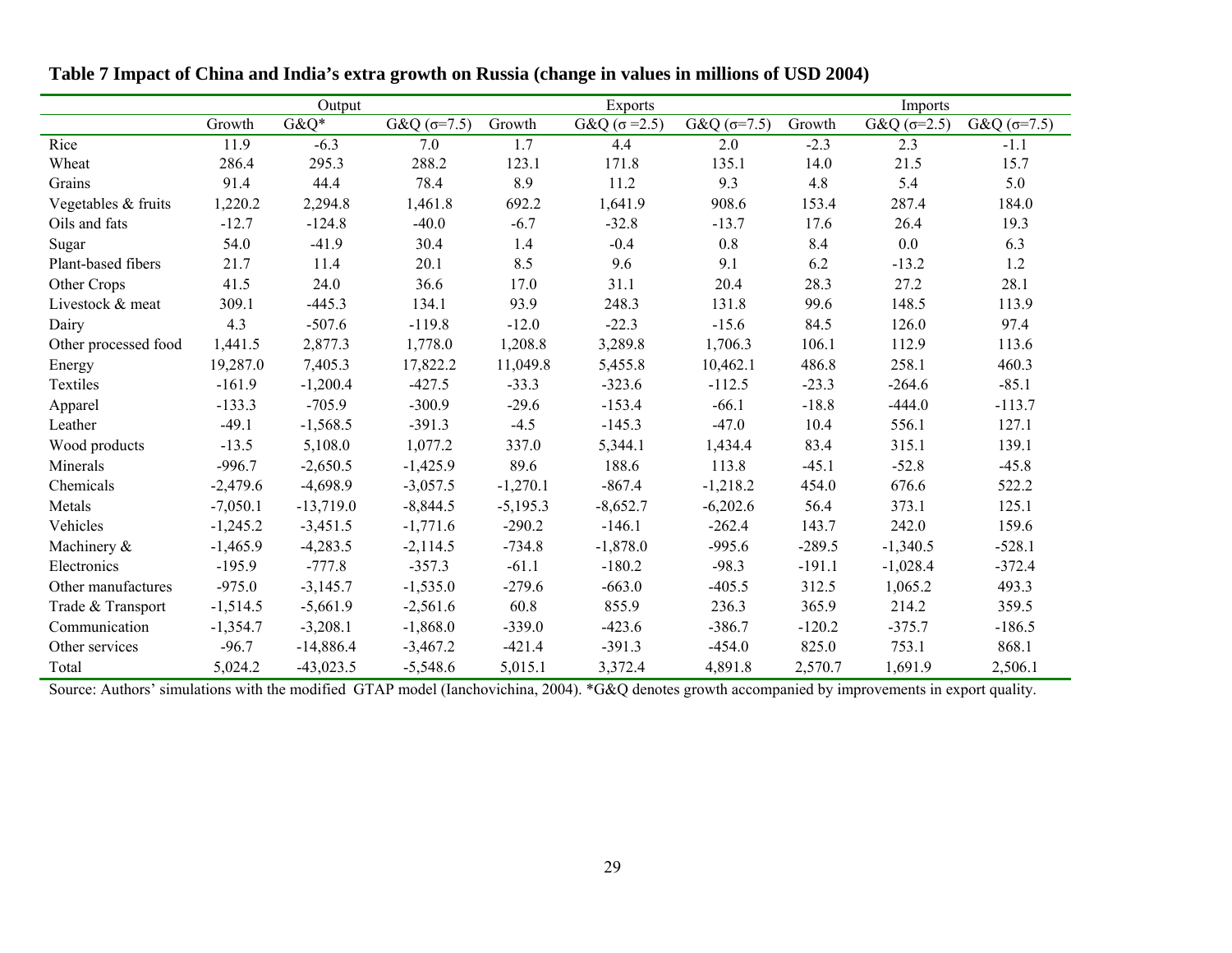**Table 7 Impact of China and India's extra growth on Russia (change in values in millions of USD 2004)**

| | Output | | | Exports | | | Imports | | |
|---|---|---|---|---|---|---|---|---|---|
| | Growth | G&Q* | G&Q (σ=7.5) | Growth | G&Q (σ =2.5) | G&Q (σ=7.5) | Growth | G&Q (σ=2.5) | G&Q (σ=7.5) |
| Rice | 11.9 | -6.3 | 7.0 | 1.7 | 4.4 | 2.0 | -2.3 | 2.3 | -1.1 |
| Wheat | 286.4 | 295.3 | 288.2 | 123.1 | 171.8 | 135.1 | 14.0 | 21.5 | 15.7 |
| Grains | 91.4 | 44.4 | 78.4 | 8.9 | 11.2 | 9.3 | 4.8 | 5.4 | 5.0 |
| Vegetables & fruits | 1,220.2 | 2,294.8 | 1,461.8 | 692.2 | 1,641.9 | 908.6 | 153.4 | 287.4 | 184.0 |
| Oils and fats | -12.7 | -124.8 | -40.0 | -6.7 | -32.8 | -13.7 | 17.6 | 26.4 | 19.3 |
| Sugar | 54.0 | -41.9 | 30.4 | 1.4 | -0.4 | 0.8 | 8.4 | 0.0 | 6.3 |
| Plant-based fibers | 21.7 | 11.4 | 20.1 | 8.5 | 9.6 | 9.1 | 6.2 | -13.2 | 1.2 |
| Other Crops | 41.5 | 24.0 | 36.6 | 17.0 | 31.1 | 20.4 | 28.3 | 27.2 | 28.1 |
| Livestock & meat | 309.1 | -445.3 | 134.1 | 93.9 | 248.3 | 131.8 | 99.6 | 148.5 | 113.9 |
| Dairy | 4.3 | -507.6 | -119.8 | -12.0 | -22.3 | -15.6 | 84.5 | 126.0 | 97.4 |
| Other processed food | 1,441.5 | 2,877.3 | 1,778.0 | 1,208.8 | 3,289.8 | 1,706.3 | 106.1 | 112.9 | 113.6 |
| Energy | 19,287.0 | 7,405.3 | 17,822.2 | 11,049.8 | 5,455.8 | 10,462.1 | 486.8 | 258.1 | 460.3 |
| Textiles | -161.9 | -1,200.4 | -427.5 | -33.3 | -323.6 | -112.5 | -23.3 | -264.6 | -85.1 |
| Apparel | -133.3 | -705.9 | -300.9 | -29.6 | -153.4 | -66.1 | -18.8 | -444.0 | -113.7 |
| Leather | -49.1 | -1,568.5 | -391.3 | -4.5 | -145.3 | -47.0 | 10.4 | 556.1 | 127.1 |
| Wood products | -13.5 | 5,108.0 | 1,077.2 | 337.0 | 5,344.1 | 1,434.4 | 83.4 | 315.1 | 139.1 |
| Minerals | -996.7 | -2,650.5 | -1,425.9 | 89.6 | 188.6 | 113.8 | -45.1 | -52.8 | -45.8 |
| Chemicals | -2,479.6 | -4,698.9 | -3,057.5 | -1,270.1 | -867.4 | -1,218.2 | 454.0 | 676.6 | 522.2 |
| Metals | -7,050.1 | -13,719.0 | -8,844.5 | -5,195.3 | -8,652.7 | -6,202.6 | 56.4 | 373.1 | 125.1 |
| Vehicles | -1,245.2 | -3,451.5 | -1,771.6 | -290.2 | -146.1 | -262.4 | 143.7 | 242.0 | 159.6 |
| Machinery & | -1,465.9 | -4,283.5 | -2,114.5 | -734.8 | -1,878.0 | -995.6 | -289.5 | -1,340.5 | -528.1 |
| Electronics | -195.9 | -777.8 | -357.3 | -61.1 | -180.2 | -98.3 | -191.1 | -1,028.4 | -372.4 |
| Other manufactures | -975.0 | -3,145.7 | -1,535.0 | -279.6 | -663.0 | -405.5 | 312.5 | 1,065.2 | 493.3 |
| Trade & Transport | -1,514.5 | -5,661.9 | -2,561.6 | 60.8 | 855.9 | 236.3 | 365.9 | 214.2 | 359.5 |
| Communication | -1,354.7 | -3,208.1 | -1,868.0 | -339.0 | -423.6 | -386.7 | -120.2 | -375.7 | -186.5 |
| Other services | -96.7 | -14,886.4 | -3,467.2 | -421.4 | -391.3 | -454.0 | 825.0 | 753.1 | 868.1 |
| Total | 5,024.2 | -43,023.5 | -5,548.6 | 5,015.1 | 3,372.4 | 4,891.8 | 2,570.7 | 1,691.9 | 2,506.1 |

Source: Authors' simulations with the modified GTAP model (Ianchovichina, 2004). *G&Q denotes growth accompanied by improvements in export quality.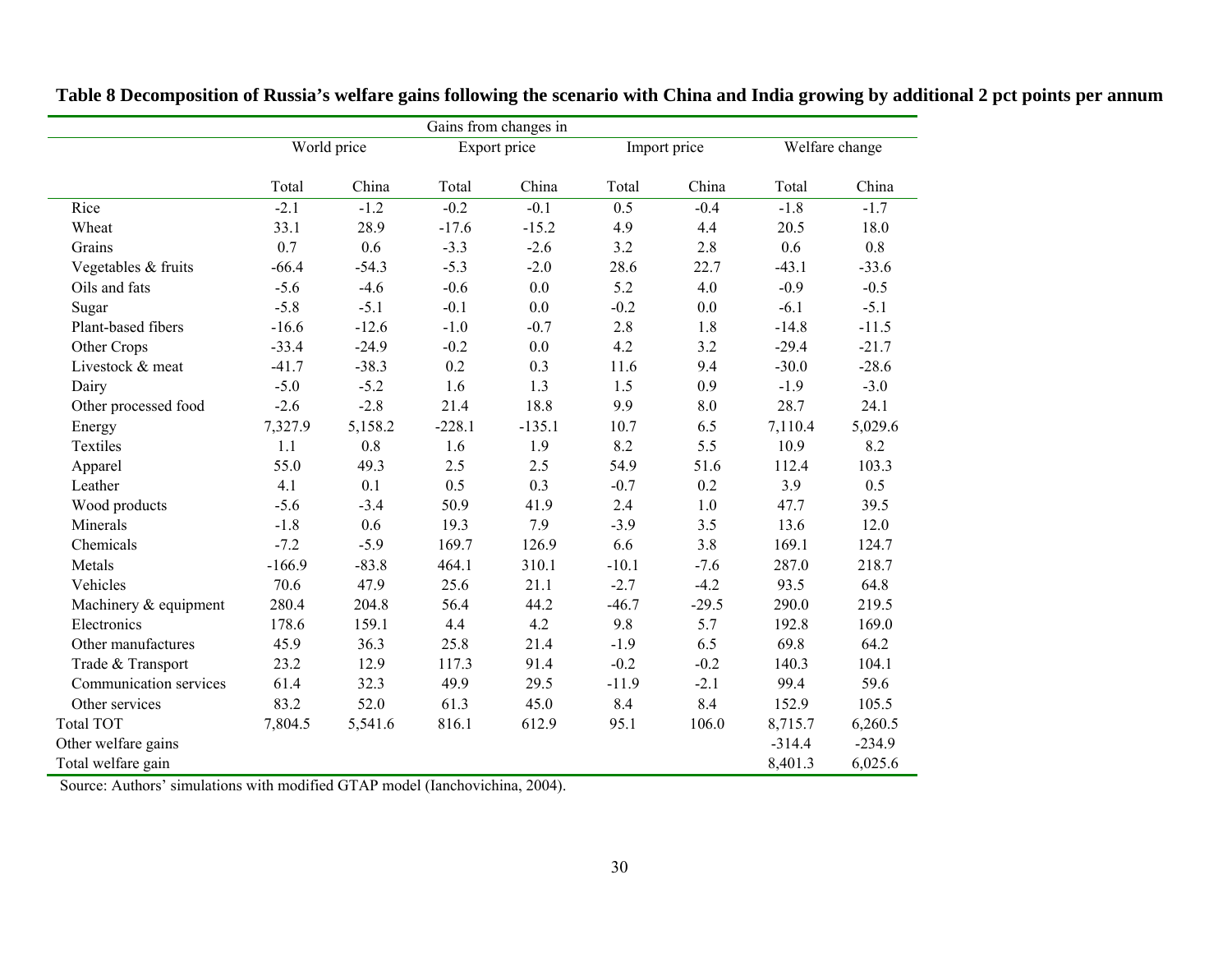**Table 8 Decomposition of Russia's welfare gains following the scenario with China and India growing by additional 2 pct points per annum**

| | Gains from changes in | | | | | | | |
|---|---|---|---|---|---|---|---|---|
| | World price | | Export price | | Import price | | Welfare change | |
| | Total | China | Total | China | Total | China | Total | China |
| Rice | -2.1 | -1.2 | -0.2 | -0.1 | 0.5 | -0.4 | -1.8 | -1.7 |
| Wheat | 33.1 | 28.9 | -17.6 | -15.2 | 4.9 | 4.4 | 20.5 | 18.0 |
| Grains | 0.7 | 0.6 | -3.3 | -2.6 | 3.2 | 2.8 | 0.6 | 0.8 |
| Vegetables & fruits | -66.4 | -54.3 | -5.3 | -2.0 | 28.6 | 22.7 | -43.1 | -33.6 |
| Oils and fats | -5.6 | -4.6 | -0.6 | 0.0 | 5.2 | 4.0 | -0.9 | -0.5 |
| Sugar | -5.8 | -5.1 | -0.1 | 0.0 | -0.2 | 0.0 | -6.1 | -5.1 |
| Plant-based fibers | -16.6 | -12.6 | -1.0 | -0.7 | 2.8 | 1.8 | -14.8 | -11.5 |
| Other Crops | -33.4 | -24.9 | -0.2 | 0.0 | 4.2 | 3.2 | -29.4 | -21.7 |
| Livestock & meat | -41.7 | -38.3 | 0.2 | 0.3 | 11.6 | 9.4 | -30.0 | -28.6 |
| Dairy | -5.0 | -5.2 | 1.6 | 1.3 | 1.5 | 0.9 | -1.9 | -3.0 |
| Other processed food | -2.6 | -2.8 | 21.4 | 18.8 | 9.9 | 8.0 | 28.7 | 24.1 |
| Energy | 7,327.9 | 5,158.2 | -228.1 | -135.1 | 10.7 | 6.5 | 7,110.4 | 5,029.6 |
| Textiles | 1.1 | 0.8 | 1.6 | 1.9 | 8.2 | 5.5 | 10.9 | 8.2 |
| Apparel | 55.0 | 49.3 | 2.5 | 2.5 | 54.9 | 51.6 | 112.4 | 103.3 |
| Leather | 4.1 | 0.1 | 0.5 | 0.3 | -0.7 | 0.2 | 3.9 | 0.5 |
| Wood products | -5.6 | -3.4 | 50.9 | 41.9 | 2.4 | 1.0 | 47.7 | 39.5 |
| Minerals | -1.8 | 0.6 | 19.3 | 7.9 | -3.9 | 3.5 | 13.6 | 12.0 |
| Chemicals | -7.2 | -5.9 | 169.7 | 126.9 | 6.6 | 3.8 | 169.1 | 124.7 |
| Metals | -166.9 | -83.8 | 464.1 | 310.1 | -10.1 | -7.6 | 287.0 | 218.7 |
| Vehicles | 70.6 | 47.9 | 25.6 | 21.1 | -2.7 | -4.2 | 93.5 | 64.8 |
| Machinery & equipment | 280.4 | 204.8 | 56.4 | 44.2 | -46.7 | -29.5 | 290.0 | 219.5 |
| Electronics | 178.6 | 159.1 | 4.4 | 4.2 | 9.8 | 5.7 | 192.8 | 169.0 |
| Other manufactures | 45.9 | 36.3 | 25.8 | 21.4 | -1.9 | 6.5 | 69.8 | 64.2 |
| Trade & Transport | 23.2 | 12.9 | 117.3 | 91.4 | -0.2 | -0.2 | 140.3 | 104.1 |
| Communication services | 61.4 | 32.3 | 49.9 | 29.5 | -11.9 | -2.1 | 99.4 | 59.6 |
| Other services | 83.2 | 52.0 | 61.3 | 45.0 | 8.4 | 8.4 | 152.9 | 105.5 |
| Total TOT | 7,804.5 | 5,541.6 | 816.1 | 612.9 | 95.1 | 106.0 | 8,715.7 | 6,260.5 |
| Other welfare gains | | | | | | | -314.4 | -234.9 |
| Total welfare gain | | | | | | | 8,401.3 | 6,025.6 |

Source: Authors' simulations with modified GTAP model (Ianchovichina, 2004).